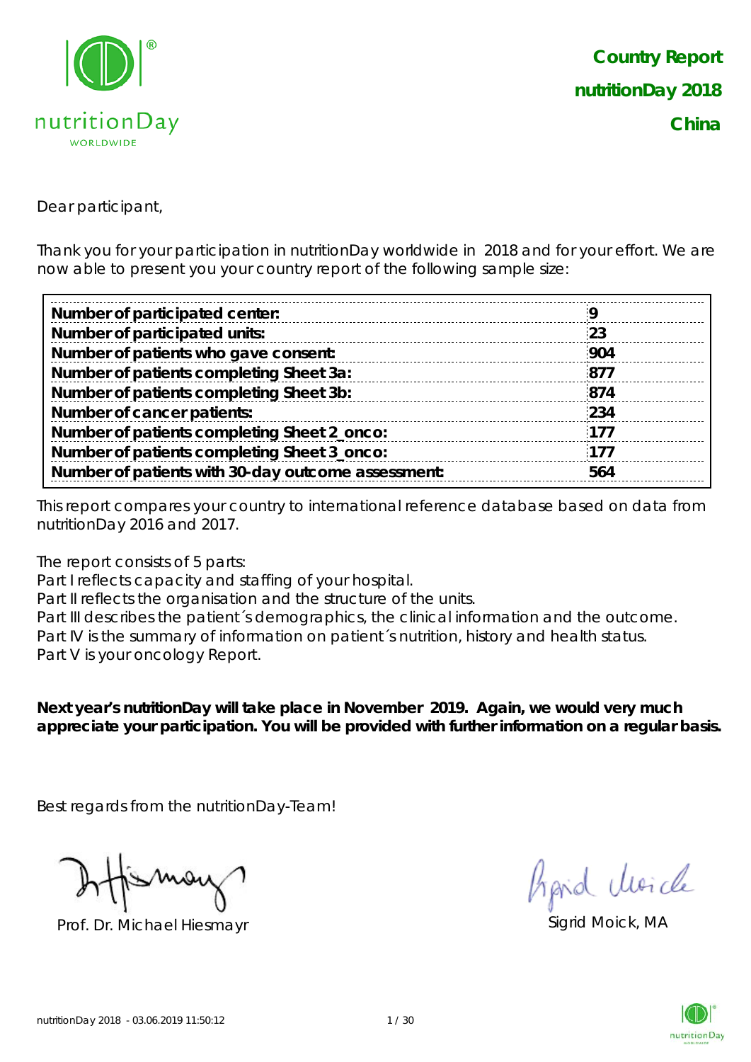# Country Report
## nutritionDay 2018
## China

Dear participant,

Thank you for your participation in nutritionDay worldwide in 2018 and for your effort. We are now able to present you your country report of the following sample size:

| | |
|---|---|
| **Number of participated center:** | **9** |
| **Number of participated units:** | **23** |
| **Number of patients who gave consent:** | **904** |
| **Number of patients completing Sheet 3a:** | **877** |
| **Number of patients completing Sheet 3b:** | **874** |
| **Number of cancer patients:** | **234** |
| **Number of patients completing Sheet 2_onco:** | **177** |
| **Number of patients completing Sheet 3_onco:** | **177** |
| **Number of patients with 30-day outcome assessment:** | **564** |

This report compares your country to international reference database based on data from nutritionDay 2016 and 2017.

The report consists of 5 parts:
Part I reflects capacity and staffing of your hospital.
Part II reflects the organisation and the structure of the units.
Part III describes the patient´s demographics, the clinical information and the outcome.
Part IV is the summary of information on patient´s nutrition, history and health status.
Part V is your oncology Report.

**Next year's nutritionDay will take place in November 2019. Again, we would very much appreciate your participation. You will be provided with further information on a regular basis.**

Best regards from the nutritionDay-Team!

Prof. Dr. Michael Hiesmayr

Sigrid Moick, MA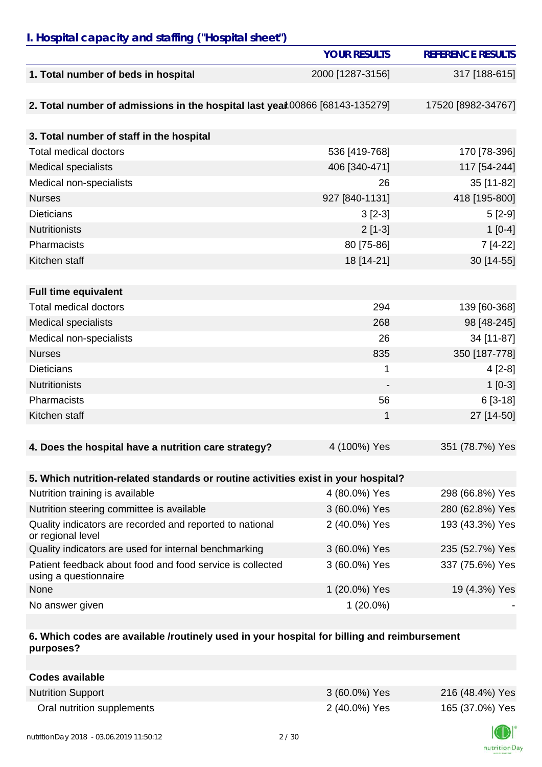## I. Hospital capacity and staffing ("Hospital sheet")

| | YOUR RESULTS | REFERENCE RESULTS |
|---|---|---|
| **1. Total number of beds in hospital** | 2000 [1287-3156] | 317 [188-615] |
| | | |
| **2. Total number of admissions in the hospital last year** | 100866 [68143-135279] | 17520 [8982-34767] |
| | | |
| **3. Total number of staff in the hospital** | | |
| Total medical doctors | 536 [419-768] | 170 [78-396] |
| Medical specialists | 406 [340-471] | 117 [54-244] |
| Medical non-specialists | 26 | 35 [11-82] |
| Nurses | 927 [840-1131] | 418 [195-800] |
| Dieticians | 3 [2-3] | 5 [2-9] |
| Nutritionists | 2 [1-3] | 1 [0-4] |
| Pharmacists | 80 [75-86] | 7 [4-22] |
| Kitchen staff | 18 [14-21] | 30 [14-55] |
| | | |
| **Full time equivalent** | | |
| Total medical doctors | 294 | 139 [60-368] |
| Medical specialists | 268 | 98 [48-245] |
| Medical non-specialists | 26 | 34 [11-87] |
| Nurses | 835 | 350 [187-778] |
| Dieticians | 1 | 4 [2-8] |
| Nutritionists | - | 1 [0-3] |
| Pharmacists | 56 | 6 [3-18] |
| Kitchen staff | 1 | 27 [14-50] |
| | | |
| **4. Does the hospital have a nutrition care strategy?** | 4 (100%) Yes | 351 (78.7%) Yes |
| | | |
| **5. Which nutrition-related standards or routine activities exist in your hospital?** | | |
| Nutrition training is available | 4 (80.0%) Yes | 298 (66.8%) Yes |
| Nutrition steering committee is available | 3 (60.0%) Yes | 280 (62.8%) Yes |
| Quality indicators are recorded and reported to national or regional level | 2 (40.0%) Yes | 193 (43.3%) Yes |
| Quality indicators are used for internal benchmarking | 3 (60.0%) Yes | 235 (52.7%) Yes |
| Patient feedback about food and food service is collected using a questionnaire | 3 (60.0%) Yes | 337 (75.6%) Yes |
| None | 1 (20.0%) Yes | 19 (4.3%) Yes |
| No answer given | 1 (20.0%) | - |
| | | |
| **6. Which codes are available /routinely used in your hospital for billing and reimbursement purposes?** | | |
| | | |
| **Codes available** | | |
| Nutrition Support | 3 (60.0%) Yes | 216 (48.4%) Yes |
| Oral nutrition supplements | 2 (40.0%) Yes | 165 (37.0%) Yes |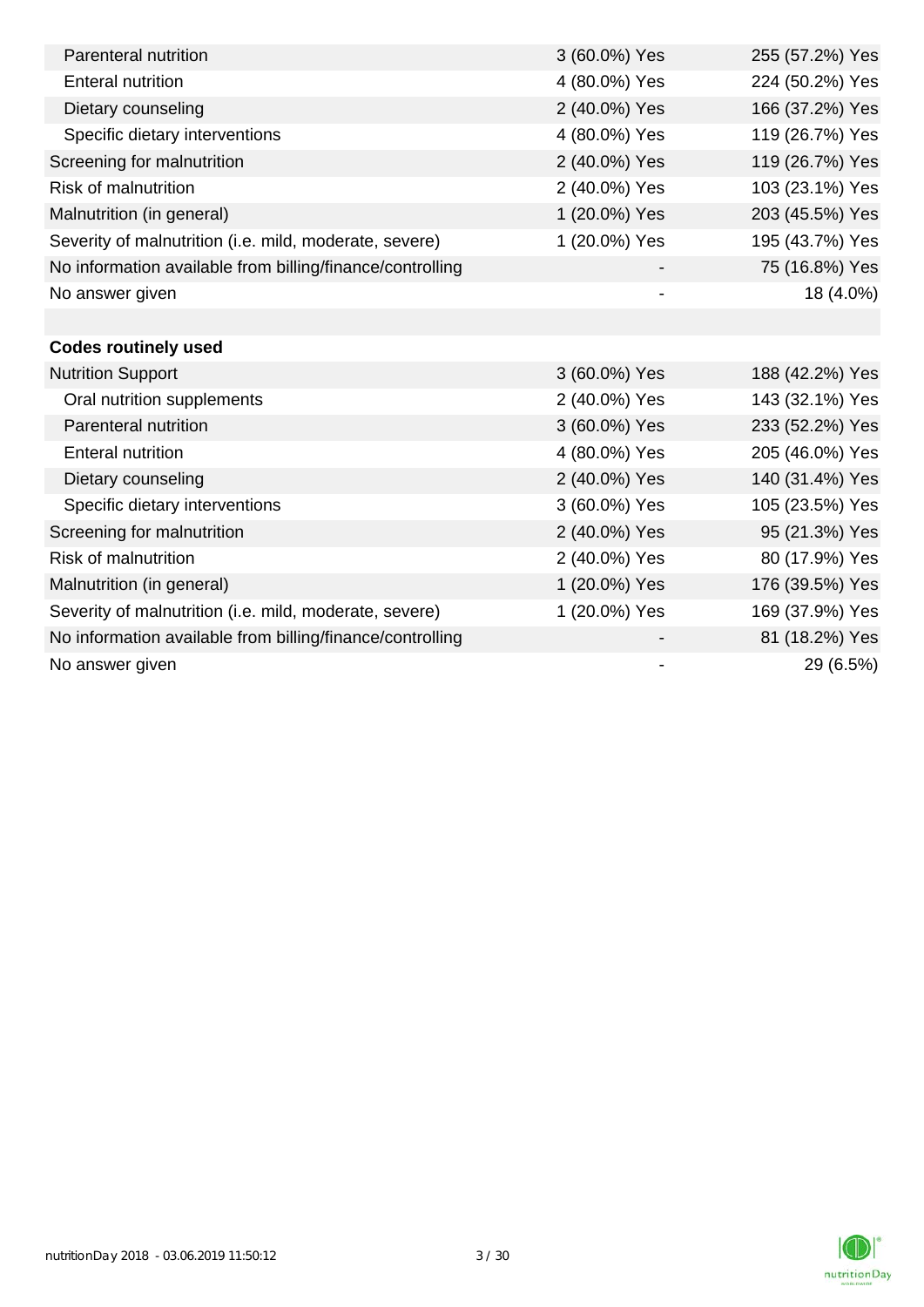| | | |
|---|---|---|
| Parenteral nutrition | 3 (60.0%) Yes | 255 (57.2%) Yes |
| Enteral nutrition | 4 (80.0%) Yes | 224 (50.2%) Yes |
| Dietary counseling | 2 (40.0%) Yes | 166 (37.2%) Yes |
| Specific dietary interventions | 4 (80.0%) Yes | 119 (26.7%) Yes |
| Screening for malnutrition | 2 (40.0%) Yes | 119 (26.7%) Yes |
| Risk of malnutrition | 2 (40.0%) Yes | 103 (23.1%) Yes |
| Malnutrition (in general) | 1 (20.0%) Yes | 203 (45.5%) Yes |
| Severity of malnutrition (i.e. mild, moderate, severe) | 1 (20.0%) Yes | 195 (43.7%) Yes |
| No information available from billing/finance/controlling | - | 75 (16.8%) Yes |
| No answer given | - | 18 (4.0%) |
| | | |
| **Codes routinely used** | | |
| Nutrition Support | 3 (60.0%) Yes | 188 (42.2%) Yes |
| Oral nutrition supplements | 2 (40.0%) Yes | 143 (32.1%) Yes |
| Parenteral nutrition | 3 (60.0%) Yes | 233 (52.2%) Yes |
| Enteral nutrition | 4 (80.0%) Yes | 205 (46.0%) Yes |
| Dietary counseling | 2 (40.0%) Yes | 140 (31.4%) Yes |
| Specific dietary interventions | 3 (60.0%) Yes | 105 (23.5%) Yes |
| Screening for malnutrition | 2 (40.0%) Yes | 95 (21.3%) Yes |
| Risk of malnutrition | 2 (40.0%) Yes | 80 (17.9%) Yes |
| Malnutrition (in general) | 1 (20.0%) Yes | 176 (39.5%) Yes |
| Severity of malnutrition (i.e. mild, moderate, severe) | 1 (20.0%) Yes | 169 (37.9%) Yes |
| No information available from billing/finance/controlling | - | 81 (18.2%) Yes |
| No answer given | - | 29 (6.5%) |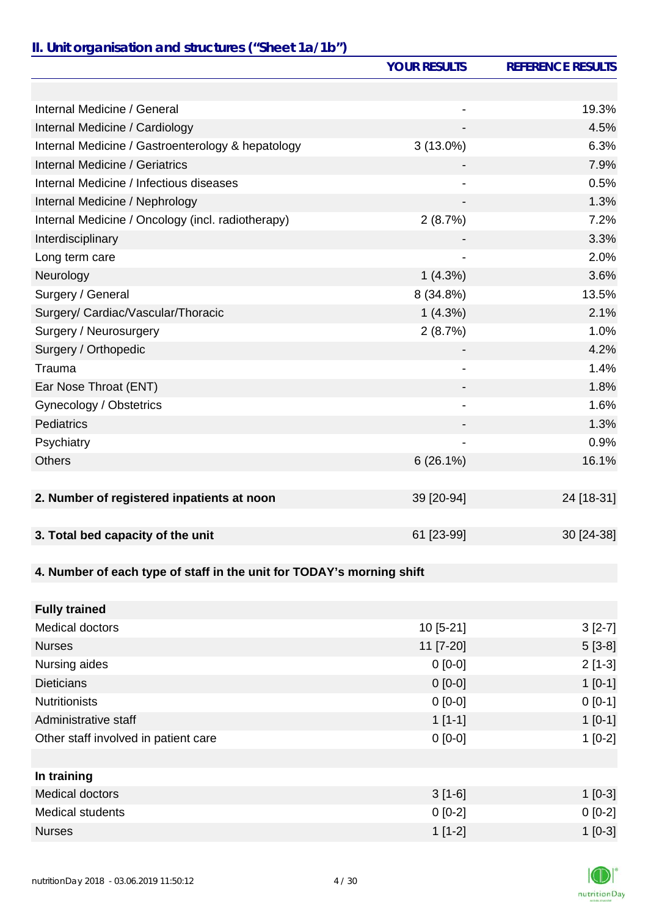## II. Unit organisation and structures ("Sheet 1a/1b")

| | YOUR RESULTS | REFERENCE RESULTS |
|---|---|---|
| | | |
| Internal Medicine / General | - | 19.3% |
| Internal Medicine / Cardiology | - | 4.5% |
| Internal Medicine / Gastroenterology & hepatology | 3 (13.0%) | 6.3% |
| Internal Medicine / Geriatrics | - | 7.9% |
| Internal Medicine / Infectious diseases | - | 0.5% |
| Internal Medicine / Nephrology | - | 1.3% |
| Internal Medicine / Oncology (incl. radiotherapy) | 2 (8.7%) | 7.2% |
| Interdisciplinary | - | 3.3% |
| Long term care | - | 2.0% |
| Neurology | 1 (4.3%) | 3.6% |
| Surgery / General | 8 (34.8%) | 13.5% |
| Surgery/ Cardiac/Vascular/Thoracic | 1 (4.3%) | 2.1% |
| Surgery / Neurosurgery | 2 (8.7%) | 1.0% |
| Surgery / Orthopedic | - | 4.2% |
| Trauma | - | 1.4% |
| Ear Nose Throat (ENT) | - | 1.8% |
| Gynecology / Obstetrics | - | 1.6% |
| Pediatrics | - | 1.3% |
| Psychiatry | - | 0.9% |
| Others | 6 (26.1%) | 16.1% |
| | | |
| **2. Number of registered inpatients at noon** | 39 [20-94] | 24 [18-31] |
| | | |
| **3. Total bed capacity of the unit** | 61 [23-99] | 30 [24-38] |
| | | |
| **4. Number of each type of staff in the unit for TODAY's morning shift** | | |
| | | |
| **Fully trained** | | |
| Medical doctors | 10 [5-21] | 3 [2-7] |
| Nurses | 11 [7-20] | 5 [3-8] |
| Nursing aides | 0 [0-0] | 2 [1-3] |
| Dieticians | 0 [0-0] | 1 [0-1] |
| Nutritionists | 0 [0-0] | 0 [0-1] |
| Administrative staff | 1 [1-1] | 1 [0-1] |
| Other staff involved in patient care | 0 [0-0] | 1 [0-2] |
| | | |
| **In training** | | |
| Medical doctors | 3 [1-6] | 1 [0-3] |
| Medical students | 0 [0-2] | 0 [0-2] |
| Nurses | 1 [1-2] | 1 [0-3] |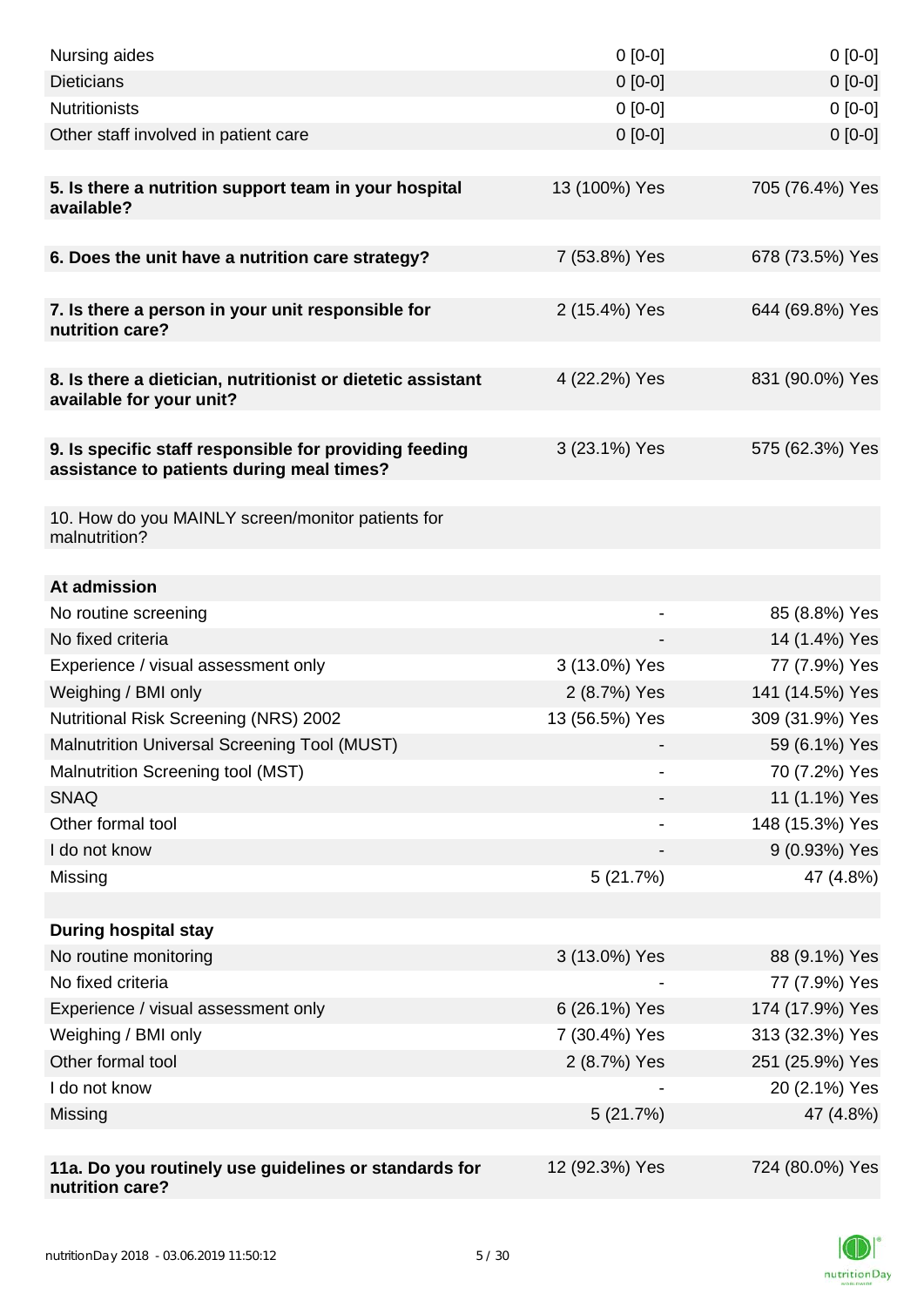| | | |
|---|---|---|
| Nursing aides | 0 [0-0] | 0 [0-0] |
| Dieticians | 0 [0-0] | 0 [0-0] |
| Nutritionists | 0 [0-0] | 0 [0-0] |
| Other staff involved in patient care | 0 [0-0] | 0 [0-0] |
| | | |
| **5. Is there a nutrition support team in your hospital available?** | 13 (100%) Yes | 705 (76.4%) Yes |
| | | |
| **6. Does the unit have a nutrition care strategy?** | 7 (53.8%) Yes | 678 (73.5%) Yes |
| | | |
| **7. Is there a person in your unit responsible for nutrition care?** | 2 (15.4%) Yes | 644 (69.8%) Yes |
| | | |
| **8. Is there a dietician, nutritionist or dietetic assistant available for your unit?** | 4 (22.2%) Yes | 831 (90.0%) Yes |
| | | |
| **9. Is specific staff responsible for providing feeding assistance to patients during meal times?** | 3 (23.1%) Yes | 575 (62.3%) Yes |
| | | |
| 10. How do you MAINLY screen/monitor patients for malnutrition? | | |
| | | |
| **At admission** | | |
| No routine screening | - | 85 (8.8%) Yes |
| No fixed criteria | - | 14 (1.4%) Yes |
| Experience / visual assessment only | 3 (13.0%) Yes | 77 (7.9%) Yes |
| Weighing / BMI only | 2 (8.7%) Yes | 141 (14.5%) Yes |
| Nutritional Risk Screening (NRS) 2002 | 13 (56.5%) Yes | 309 (31.9%) Yes |
| Malnutrition Universal Screening Tool (MUST) | - | 59 (6.1%) Yes |
| Malnutrition Screening tool (MST) | - | 70 (7.2%) Yes |
| SNAQ | - | 11 (1.1%) Yes |
| Other formal tool | - | 148 (15.3%) Yes |
| I do not know | - | 9 (0.93%) Yes |
| Missing | 5 (21.7%) | 47 (4.8%) |
| | | |
| **During hospital stay** | | |
| No routine monitoring | 3 (13.0%) Yes | 88 (9.1%) Yes |
| No fixed criteria | - | 77 (7.9%) Yes |
| Experience / visual assessment only | 6 (26.1%) Yes | 174 (17.9%) Yes |
| Weighing / BMI only | 7 (30.4%) Yes | 313 (32.3%) Yes |
| Other formal tool | 2 (8.7%) Yes | 251 (25.9%) Yes |
| I do not know | - | 20 (2.1%) Yes |
| Missing | 5 (21.7%) | 47 (4.8%) |
| | | |
| **11a. Do you routinely use guidelines or standards for nutrition care?** | 12 (92.3%) Yes | 724 (80.0%) Yes |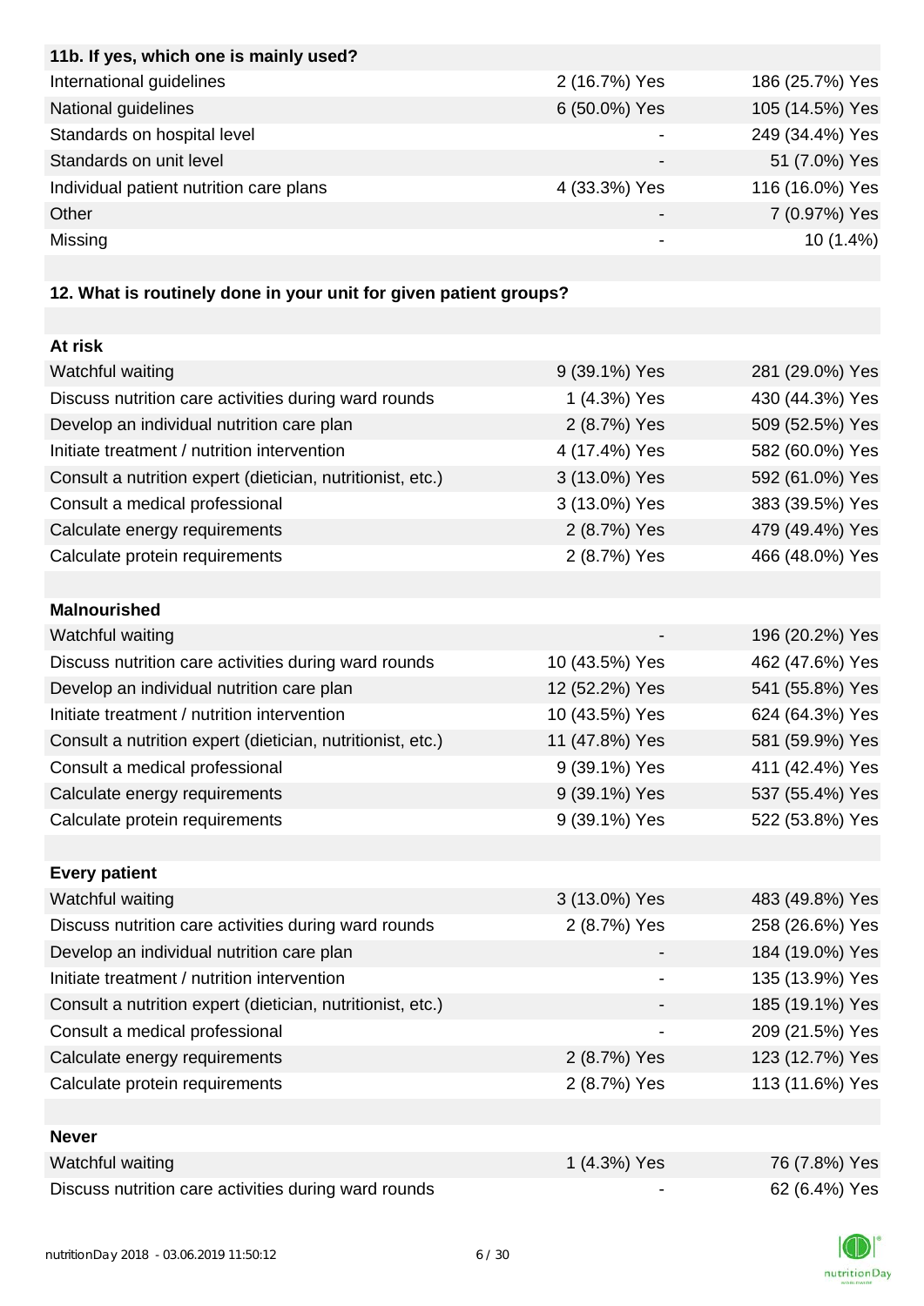| 11b. If yes, which one is mainly used? | | |
|---|---|---|
| International guidelines | 2 (16.7%) Yes | 186 (25.7%) Yes |
| National guidelines | 6 (50.0%) Yes | 105 (14.5%) Yes |
| Standards on hospital level | - | 249 (34.4%) Yes |
| Standards on unit level | - | 51 (7.0%) Yes |
| Individual patient nutrition care plans | 4 (33.3%) Yes | 116 (16.0%) Yes |
| Other | - | 7 (0.97%) Yes |
| Missing | - | 10 (1.4%) |

**12. What is routinely done in your unit for given patient groups?**

| **At risk** | | |
|---|---|---|
| Watchful waiting | 9 (39.1%) Yes | 281 (29.0%) Yes |
| Discuss nutrition care activities during ward rounds | 1 (4.3%) Yes | 430 (44.3%) Yes |
| Develop an individual nutrition care plan | 2 (8.7%) Yes | 509 (52.5%) Yes |
| Initiate treatment / nutrition intervention | 4 (17.4%) Yes | 582 (60.0%) Yes |
| Consult a nutrition expert (dietician, nutritionist, etc.) | 3 (13.0%) Yes | 592 (61.0%) Yes |
| Consult a medical professional | 3 (13.0%) Yes | 383 (39.5%) Yes |
| Calculate energy requirements | 2 (8.7%) Yes | 479 (49.4%) Yes |
| Calculate protein requirements | 2 (8.7%) Yes | 466 (48.0%) Yes |
| | | |
| **Malnourished** | | |
| Watchful waiting | - | 196 (20.2%) Yes |
| Discuss nutrition care activities during ward rounds | 10 (43.5%) Yes | 462 (47.6%) Yes |
| Develop an individual nutrition care plan | 12 (52.2%) Yes | 541 (55.8%) Yes |
| Initiate treatment / nutrition intervention | 10 (43.5%) Yes | 624 (64.3%) Yes |
| Consult a nutrition expert (dietician, nutritionist, etc.) | 11 (47.8%) Yes | 581 (59.9%) Yes |
| Consult a medical professional | 9 (39.1%) Yes | 411 (42.4%) Yes |
| Calculate energy requirements | 9 (39.1%) Yes | 537 (55.4%) Yes |
| Calculate protein requirements | 9 (39.1%) Yes | 522 (53.8%) Yes |
| | | |
| **Every patient** | | |
| Watchful waiting | 3 (13.0%) Yes | 483 (49.8%) Yes |
| Discuss nutrition care activities during ward rounds | 2 (8.7%) Yes | 258 (26.6%) Yes |
| Develop an individual nutrition care plan | - | 184 (19.0%) Yes |
| Initiate treatment / nutrition intervention | - | 135 (13.9%) Yes |
| Consult a nutrition expert (dietician, nutritionist, etc.) | - | 185 (19.1%) Yes |
| Consult a medical professional | - | 209 (21.5%) Yes |
| Calculate energy requirements | 2 (8.7%) Yes | 123 (12.7%) Yes |
| Calculate protein requirements | 2 (8.7%) Yes | 113 (11.6%) Yes |
| | | |
| **Never** | | |
| Watchful waiting | 1 (4.3%) Yes | 76 (7.8%) Yes |
| Discuss nutrition care activities during ward rounds | - | 62 (6.4%) Yes |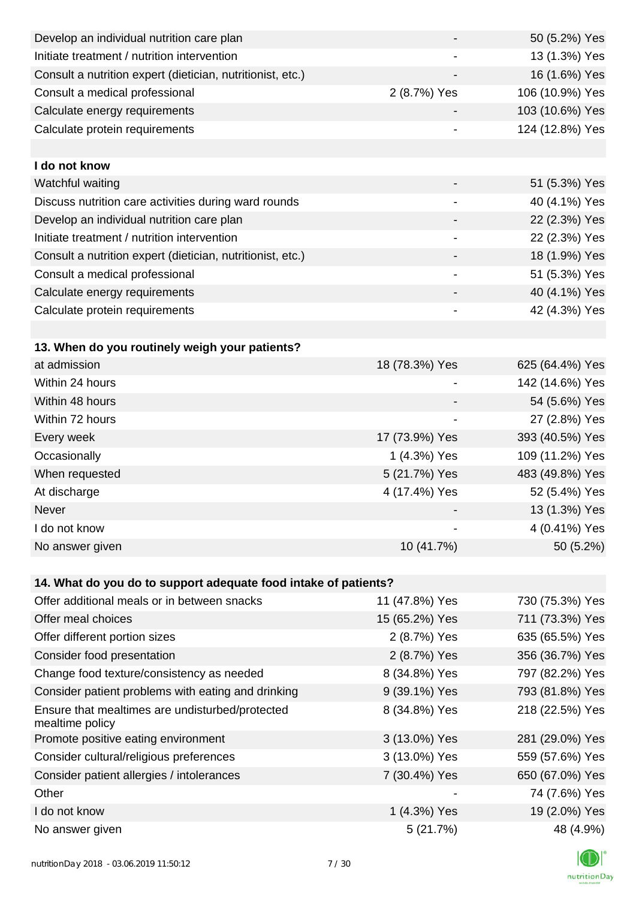| | | |
|---|---|---|
| Develop an individual nutrition care plan | - | 50 (5.2%) Yes |
| Initiate treatment / nutrition intervention | - | 13 (1.3%) Yes |
| Consult a nutrition expert (dietician, nutritionist, etc.) | - | 16 (1.6%) Yes |
| Consult a medical professional | 2 (8.7%) Yes | 106 (10.9%) Yes |
| Calculate energy requirements | - | 103 (10.6%) Yes |
| Calculate protein requirements | - | 124 (12.8%) Yes |
| | | |
| **I do not know** | | |
| Watchful waiting | - | 51 (5.3%) Yes |
| Discuss nutrition care activities during ward rounds | - | 40 (4.1%) Yes |
| Develop an individual nutrition care plan | - | 22 (2.3%) Yes |
| Initiate treatment / nutrition intervention | - | 22 (2.3%) Yes |
| Consult a nutrition expert (dietician, nutritionist, etc.) | - | 18 (1.9%) Yes |
| Consult a medical professional | - | 51 (5.3%) Yes |
| Calculate energy requirements | - | 40 (4.1%) Yes |
| Calculate protein requirements | - | 42 (4.3%) Yes |

| **13. When do you routinely weigh your patients?** | | |
|---|---|---|
| at admission | 18 (78.3%) Yes | 625 (64.4%) Yes |
| Within 24 hours | - | 142 (14.6%) Yes |
| Within 48 hours | - | 54 (5.6%) Yes |
| Within 72 hours | - | 27 (2.8%) Yes |
| Every week | 17 (73.9%) Yes | 393 (40.5%) Yes |
| Occasionally | 1 (4.3%) Yes | 109 (11.2%) Yes |
| When requested | 5 (21.7%) Yes | 483 (49.8%) Yes |
| At discharge | 4 (17.4%) Yes | 52 (5.4%) Yes |
| Never | - | 13 (1.3%) Yes |
| I do not know | - | 4 (0.41%) Yes |
| No answer given | 10 (41.7%) | 50 (5.2%) |

| **14. What do you do to support adequate food intake of patients?** | | |
|---|---|---|
| Offer additional meals or in between snacks | 11 (47.8%) Yes | 730 (75.3%) Yes |
| Offer meal choices | 15 (65.2%) Yes | 711 (73.3%) Yes |
| Offer different portion sizes | 2 (8.7%) Yes | 635 (65.5%) Yes |
| Consider food presentation | 2 (8.7%) Yes | 356 (36.7%) Yes |
| Change food texture/consistency as needed | 8 (34.8%) Yes | 797 (82.2%) Yes |
| Consider patient problems with eating and drinking | 9 (39.1%) Yes | 793 (81.8%) Yes |
| Ensure that mealtimes are undisturbed/protected mealtime policy | 8 (34.8%) Yes | 218 (22.5%) Yes |
| Promote positive eating environment | 3 (13.0%) Yes | 281 (29.0%) Yes |
| Consider cultural/religious preferences | 3 (13.0%) Yes | 559 (57.6%) Yes |
| Consider patient allergies / intolerances | 7 (30.4%) Yes | 650 (67.0%) Yes |
| Other | - | 74 (7.6%) Yes |
| I do not know | 1 (4.3%) Yes | 19 (2.0%) Yes |
| No answer given | 5 (21.7%) | 48 (4.9%) |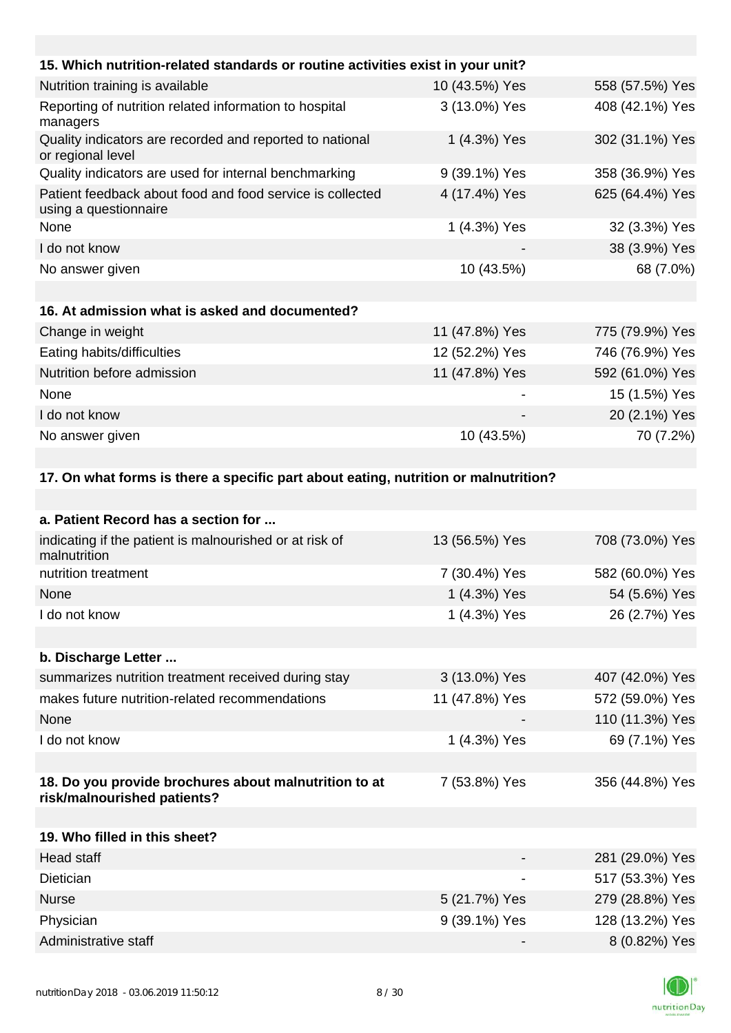| 15. Which nutrition-related standards or routine activities exist in your unit? | | |
|---|---|---|
| Nutrition training is available | 10 (43.5%) Yes | 558 (57.5%) Yes |
| Reporting of nutrition related information to hospital managers | 3 (13.0%) Yes | 408 (42.1%) Yes |
| Quality indicators are recorded and reported to national or regional level | 1 (4.3%) Yes | 302 (31.1%) Yes |
| Quality indicators are used for internal benchmarking | 9 (39.1%) Yes | 358 (36.9%) Yes |
| Patient feedback about food and food service is collected using a questionnaire | 4 (17.4%) Yes | 625 (64.4%) Yes |
| None | 1 (4.3%) Yes | 32 (3.3%) Yes |
| I do not know | - | 38 (3.9%) Yes |
| No answer given | 10 (43.5%) | 68 (7.0%) |

| 16. At admission what is asked and documented? | | |
|---|---|---|
| Change in weight | 11 (47.8%) Yes | 775 (79.9%) Yes |
| Eating habits/difficulties | 12 (52.2%) Yes | 746 (76.9%) Yes |
| Nutrition before admission | 11 (47.8%) Yes | 592 (61.0%) Yes |
| None | - | 15 (1.5%) Yes |
| I do not know | - | 20 (2.1%) Yes |
| No answer given | 10 (43.5%) | 70 (7.2%) |

**17. On what forms is there a specific part about eating, nutrition or malnutrition?**

| a. Patient Record has a section for ... | | |
|---|---|---|
| indicating if the patient is malnourished or at risk of malnutrition | 13 (56.5%) Yes | 708 (73.0%) Yes |
| nutrition treatment | 7 (30.4%) Yes | 582 (60.0%) Yes |
| None | 1 (4.3%) Yes | 54 (5.6%) Yes |
| I do not know | 1 (4.3%) Yes | 26 (2.7%) Yes |

| b. Discharge Letter ... | | |
|---|---|---|
| summarizes nutrition treatment received during stay | 3 (13.0%) Yes | 407 (42.0%) Yes |
| makes future nutrition-related recommendations | 11 (47.8%) Yes | 572 (59.0%) Yes |
| None | - | 110 (11.3%) Yes |
| I do not know | 1 (4.3%) Yes | 69 (7.1%) Yes |

| 18. Do you provide brochures about malnutrition to at risk/malnourished patients? | 7 (53.8%) Yes | 356 (44.8%) Yes |
|---|---|---|

| 19. Who filled in this sheet? | | |
|---|---|---|
| Head staff | - | 281 (29.0%) Yes |
| Dietician | - | 517 (53.3%) Yes |
| Nurse | 5 (21.7%) Yes | 279 (28.8%) Yes |
| Physician | 9 (39.1%) Yes | 128 (13.2%) Yes |
| Administrative staff | - | 8 (0.82%) Yes |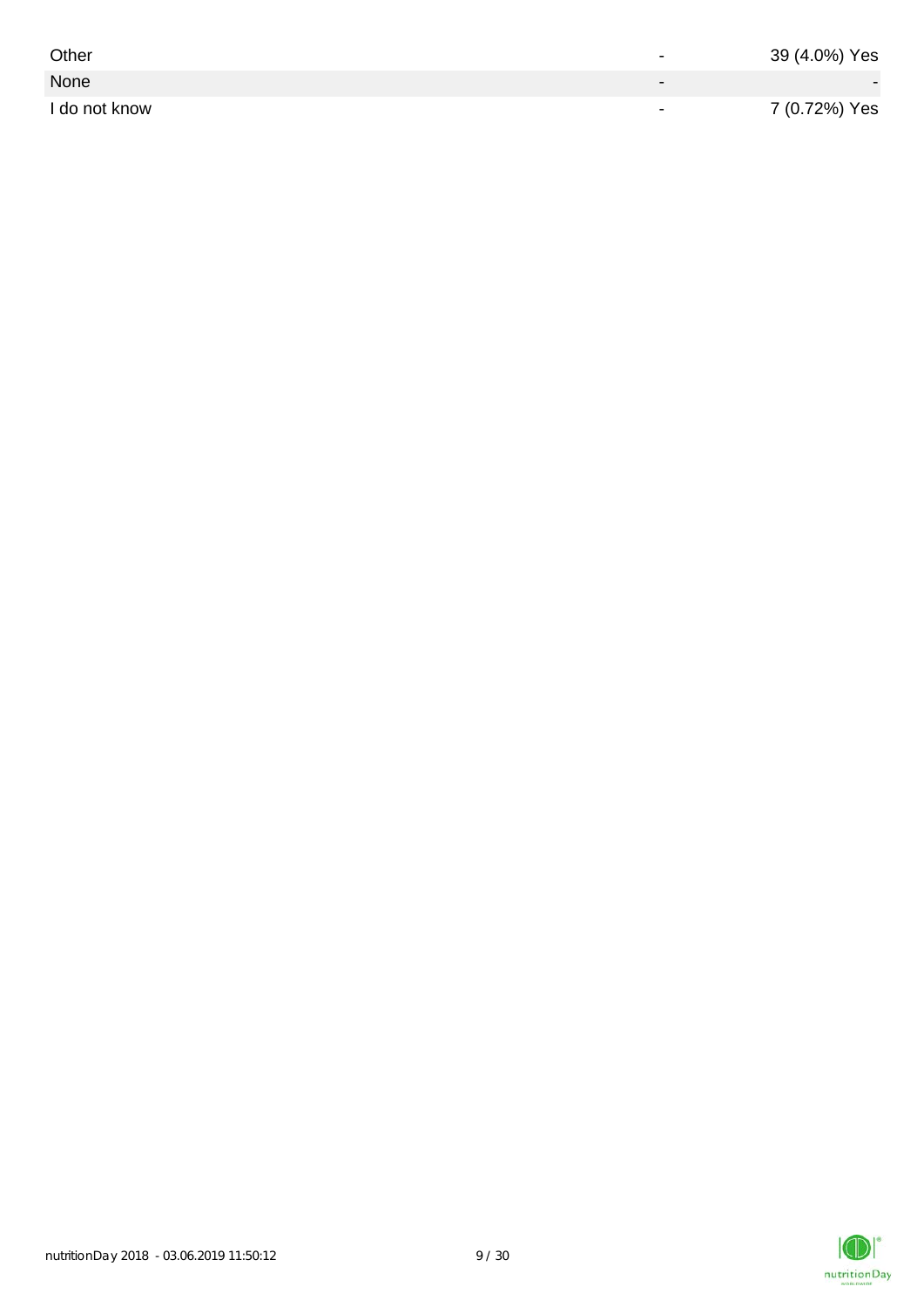| | | |
|---|---|---|
| Other | - | 39 (4.0%) Yes |
| None | - | - |
| I do not know | - | 7 (0.72%) Yes |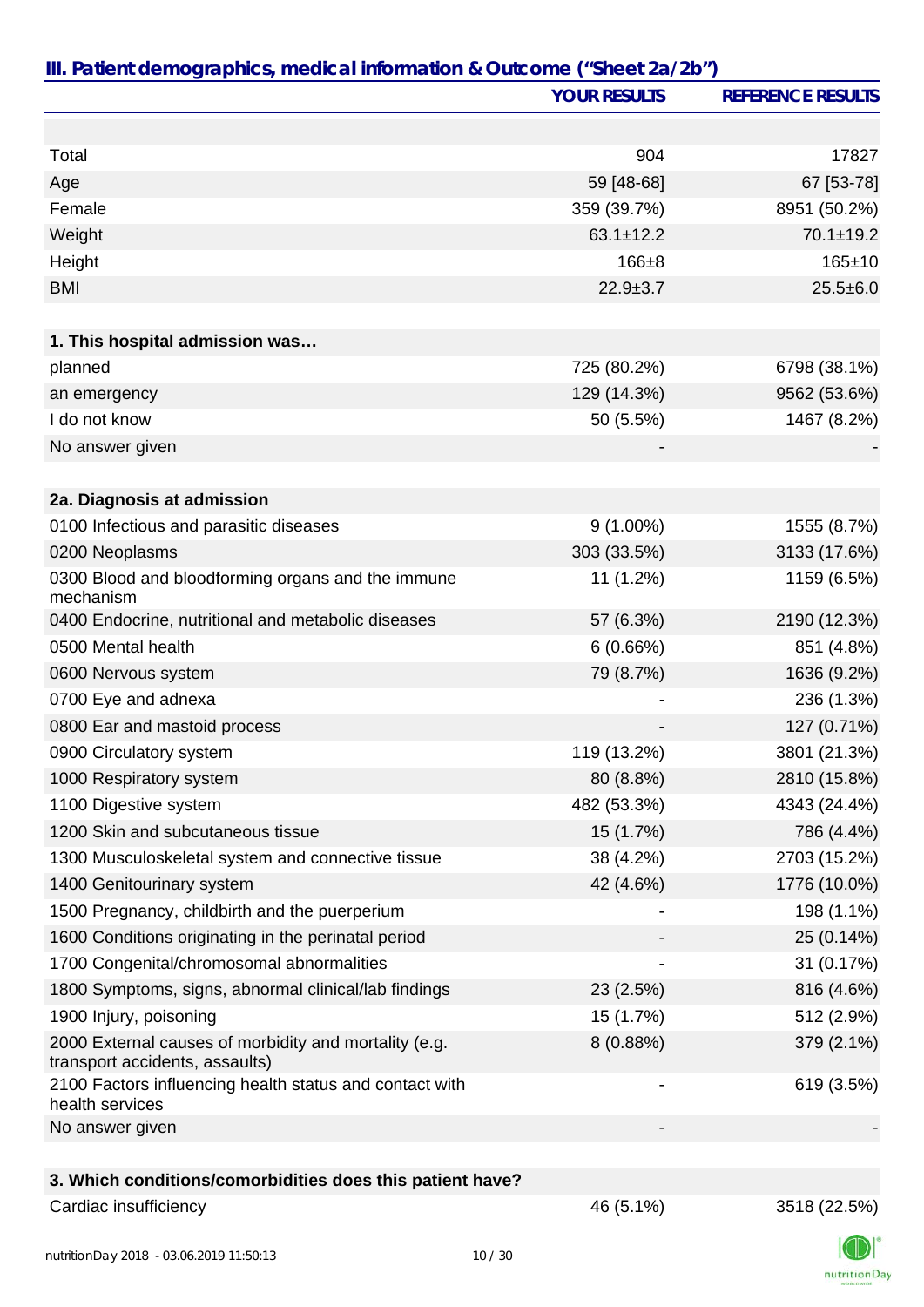## III. Patient demographics, medical information & Outcome ("Sheet 2a/2b")

| | YOUR RESULTS | REFERENCE RESULTS |
|---|---|---|
| | | |
| Total | 904 | 17827 |
| Age | 59 [48-68] | 67 [53-78] |
| Female | 359 (39.7%) | 8951 (50.2%) |
| Weight | 63.1±12.2 | 70.1±19.2 |
| Height | 166±8 | 165±10 |
| BMI | 22.9±3.7 | 25.5±6.0 |
| | | |
| **1. This hospital admission was…** | | |
| planned | 725 (80.2%) | 6798 (38.1%) |
| an emergency | 129 (14.3%) | 9562 (53.6%) |
| I do not know | 50 (5.5%) | 1467 (8.2%) |
| No answer given | - | - |
| | | |
| **2a. Diagnosis at admission** | | |
| 0100 Infectious and parasitic diseases | 9 (1.00%) | 1555 (8.7%) |
| 0200 Neoplasms | 303 (33.5%) | 3133 (17.6%) |
| 0300 Blood and bloodforming organs and the immune mechanism | 11 (1.2%) | 1159 (6.5%) |
| 0400 Endocrine, nutritional and metabolic diseases | 57 (6.3%) | 2190 (12.3%) |
| 0500 Mental health | 6 (0.66%) | 851 (4.8%) |
| 0600 Nervous system | 79 (8.7%) | 1636 (9.2%) |
| 0700 Eye and adnexa | - | 236 (1.3%) |
| 0800 Ear and mastoid process | - | 127 (0.71%) |
| 0900 Circulatory system | 119 (13.2%) | 3801 (21.3%) |
| 1000 Respiratory system | 80 (8.8%) | 2810 (15.8%) |
| 1100 Digestive system | 482 (53.3%) | 4343 (24.4%) |
| 1200 Skin and subcutaneous tissue | 15 (1.7%) | 786 (4.4%) |
| 1300 Musculoskeletal system and connective tissue | 38 (4.2%) | 2703 (15.2%) |
| 1400 Genitourinary system | 42 (4.6%) | 1776 (10.0%) |
| 1500 Pregnancy, childbirth and the puerperium | - | 198 (1.1%) |
| 1600 Conditions originating in the perinatal period | - | 25 (0.14%) |
| 1700 Congenital/chromosomal abnormalities | - | 31 (0.17%) |
| 1800 Symptoms, signs, abnormal clinical/lab findings | 23 (2.5%) | 816 (4.6%) |
| 1900 Injury, poisoning | 15 (1.7%) | 512 (2.9%) |
| 2000 External causes of morbidity and mortality (e.g. transport accidents, assaults) | 8 (0.88%) | 379 (2.1%) |
| 2100 Factors influencing health status and contact with health services | - | 619 (3.5%) |
| No answer given | - | - |
| | | |
| **3. Which conditions/comorbidities does this patient have?** | | |
| Cardiac insufficiency | 46 (5.1%) | 3518 (22.5%) |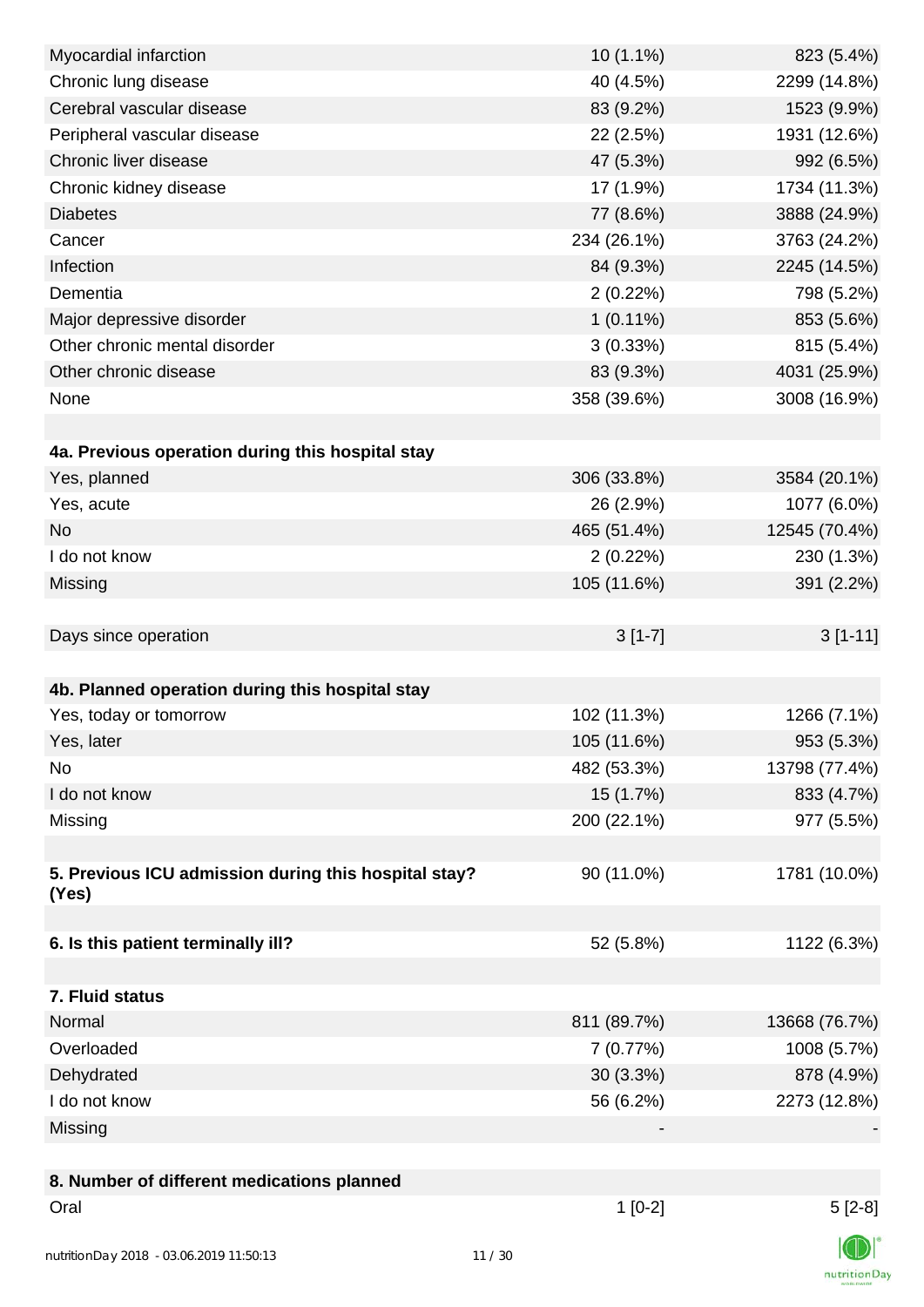| | | |
|---|---|---|
| Myocardial infarction | 10 (1.1%) | 823 (5.4%) |
| Chronic lung disease | 40 (4.5%) | 2299 (14.8%) |
| Cerebral vascular disease | 83 (9.2%) | 1523 (9.9%) |
| Peripheral vascular disease | 22 (2.5%) | 1931 (12.6%) |
| Chronic liver disease | 47 (5.3%) | 992 (6.5%) |
| Chronic kidney disease | 17 (1.9%) | 1734 (11.3%) |
| Diabetes | 77 (8.6%) | 3888 (24.9%) |
| Cancer | 234 (26.1%) | 3763 (24.2%) |
| Infection | 84 (9.3%) | 2245 (14.5%) |
| Dementia | 2 (0.22%) | 798 (5.2%) |
| Major depressive disorder | 1 (0.11%) | 853 (5.6%) |
| Other chronic mental disorder | 3 (0.33%) | 815 (5.4%) |
| Other chronic disease | 83 (9.3%) | 4031 (25.9%) |
| None | 358 (39.6%) | 3008 (16.9%) |
| | | |
| **4a. Previous operation during this hospital stay** | | |
| Yes, planned | 306 (33.8%) | 3584 (20.1%) |
| Yes, acute | 26 (2.9%) | 1077 (6.0%) |
| No | 465 (51.4%) | 12545 (70.4%) |
| I do not know | 2 (0.22%) | 230 (1.3%) |
| Missing | 105 (11.6%) | 391 (2.2%) |
| | | |
| Days since operation | 3 [1-7] | 3 [1-11] |
| | | |
| **4b. Planned operation during this hospital stay** | | |
| Yes, today or tomorrow | 102 (11.3%) | 1266 (7.1%) |
| Yes, later | 105 (11.6%) | 953 (5.3%) |
| No | 482 (53.3%) | 13798 (77.4%) |
| I do not know | 15 (1.7%) | 833 (4.7%) |
| Missing | 200 (22.1%) | 977 (5.5%) |
| | | |
| **5. Previous ICU admission during this hospital stay? (Yes)** | 90 (11.0%) | 1781 (10.0%) |
| | | |
| **6. Is this patient terminally ill?** | 52 (5.8%) | 1122 (6.3%) |
| | | |
| **7. Fluid status** | | |
| Normal | 811 (89.7%) | 13668 (76.7%) |
| Overloaded | 7 (0.77%) | 1008 (5.7%) |
| Dehydrated | 30 (3.3%) | 878 (4.9%) |
| I do not know | 56 (6.2%) | 2273 (12.8%) |
| Missing | - | - |
| | | |
| **8. Number of different medications planned** | | |
| Oral | 1 [0-2] | 5 [2-8] |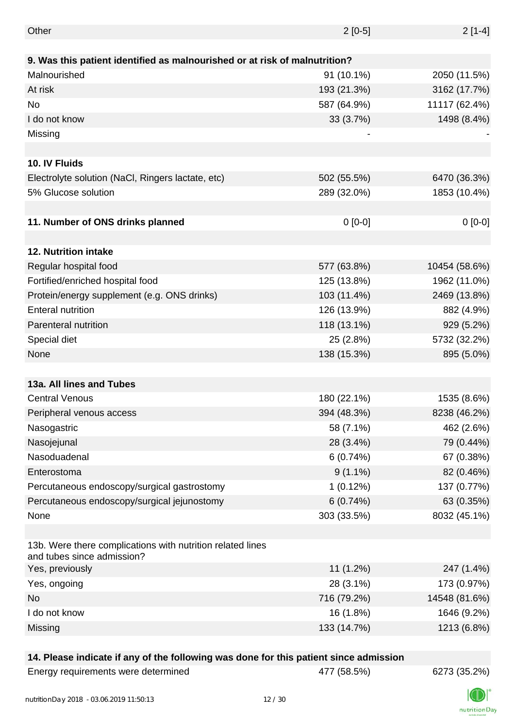| | | |
|---|---|---|
| Other | 2 [0-5] | 2 [1-4] |
| | | |
| **9. Was this patient identified as malnourished or at risk of malnutrition?** | | |
| Malnourished | 91 (10.1%) | 2050 (11.5%) |
| At risk | 193 (21.3%) | 3162 (17.7%) |
| No | 587 (64.9%) | 11117 (62.4%) |
| I do not know | 33 (3.7%) | 1498 (8.4%) |
| Missing | - | - |
| | | |
| **10. IV Fluids** | | |
| Electrolyte solution (NaCl, Ringers lactate, etc) | 502 (55.5%) | 6470 (36.3%) |
| 5% Glucose solution | 289 (32.0%) | 1853 (10.4%) |
| | | |
| **11. Number of ONS drinks planned** | 0 [0-0] | 0 [0-0] |
| | | |
| **12. Nutrition intake** | | |
| Regular hospital food | 577 (63.8%) | 10454 (58.6%) |
| Fortified/enriched hospital food | 125 (13.8%) | 1962 (11.0%) |
| Protein/energy supplement (e.g. ONS drinks) | 103 (11.4%) | 2469 (13.8%) |
| Enteral nutrition | 126 (13.9%) | 882 (4.9%) |
| Parenteral nutrition | 118 (13.1%) | 929 (5.2%) |
| Special diet | 25 (2.8%) | 5732 (32.2%) |
| None | 138 (15.3%) | 895 (5.0%) |
| | | |
| **13a. All lines and Tubes** | | |
| Central Venous | 180 (22.1%) | 1535 (8.6%) |
| Peripheral venous access | 394 (48.3%) | 8238 (46.2%) |
| Nasogastric | 58 (7.1%) | 462 (2.6%) |
| Nasojejunal | 28 (3.4%) | 79 (0.44%) |
| Nasoduadenal | 6 (0.74%) | 67 (0.38%) |
| Enterostoma | 9 (1.1%) | 82 (0.46%) |
| Percutaneous endoscopy/surgical gastrostomy | 1 (0.12%) | 137 (0.77%) |
| Percutaneous endoscopy/surgical jejunostomy | 6 (0.74%) | 63 (0.35%) |
| None | 303 (33.5%) | 8032 (45.1%) |
| | | |
| 13b. Were there complications with nutrition related lines and tubes since admission? | | |
| Yes, previously | 11 (1.2%) | 247 (1.4%) |
| Yes, ongoing | 28 (3.1%) | 173 (0.97%) |
| No | 716 (79.2%) | 14548 (81.6%) |
| I do not know | 16 (1.8%) | 1646 (9.2%) |
| Missing | 133 (14.7%) | 1213 (6.8%) |
| | | |
| **14. Please indicate if any of the following was done for this patient since admission** | | |
| Energy requirements were determined | 477 (58.5%) | 6273 (35.2%) |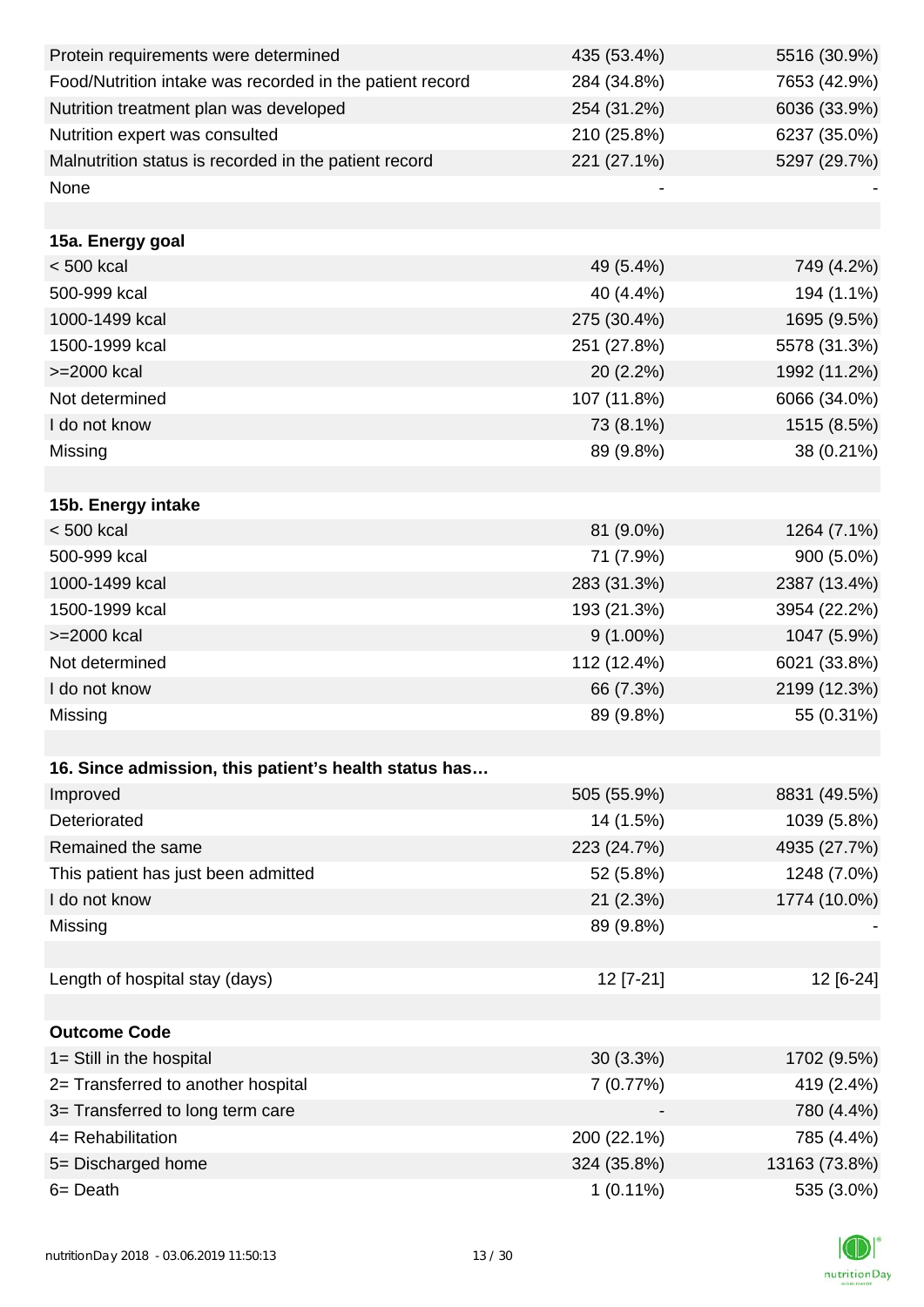| | | |
|---|---|---|
| Protein requirements were determined | 435 (53.4%) | 5516 (30.9%) |
| Food/Nutrition intake was recorded in the patient record | 284 (34.8%) | 7653 (42.9%) |
| Nutrition treatment plan was developed | 254 (31.2%) | 6036 (33.9%) |
| Nutrition expert was consulted | 210 (25.8%) | 6237 (35.0%) |
| Malnutrition status is recorded in the patient record | 221 (27.1%) | 5297 (29.7%) |
| None | - | - |
| | | |
| **15a. Energy goal** | | |
| < 500 kcal | 49 (5.4%) | 749 (4.2%) |
| 500-999 kcal | 40 (4.4%) | 194 (1.1%) |
| 1000-1499 kcal | 275 (30.4%) | 1695 (9.5%) |
| 1500-1999 kcal | 251 (27.8%) | 5578 (31.3%) |
| >=2000 kcal | 20 (2.2%) | 1992 (11.2%) |
| Not determined | 107 (11.8%) | 6066 (34.0%) |
| I do not know | 73 (8.1%) | 1515 (8.5%) |
| Missing | 89 (9.8%) | 38 (0.21%) |
| | | |
| **15b. Energy intake** | | |
| < 500 kcal | 81 (9.0%) | 1264 (7.1%) |
| 500-999 kcal | 71 (7.9%) | 900 (5.0%) |
| 1000-1499 kcal | 283 (31.3%) | 2387 (13.4%) |
| 1500-1999 kcal | 193 (21.3%) | 3954 (22.2%) |
| >=2000 kcal | 9 (1.00%) | 1047 (5.9%) |
| Not determined | 112 (12.4%) | 6021 (33.8%) |
| I do not know | 66 (7.3%) | 2199 (12.3%) |
| Missing | 89 (9.8%) | 55 (0.31%) |
| | | |
| **16. Since admission, this patient's health status has…** | | |
| Improved | 505 (55.9%) | 8831 (49.5%) |
| Deteriorated | 14 (1.5%) | 1039 (5.8%) |
| Remained the same | 223 (24.7%) | 4935 (27.7%) |
| This patient has just been admitted | 52 (5.8%) | 1248 (7.0%) |
| I do not know | 21 (2.3%) | 1774 (10.0%) |
| Missing | 89 (9.8%) | - |
| | | |
| Length of hospital stay (days) | 12 [7-21] | 12 [6-24] |
| | | |
| **Outcome Code** | | |
| 1= Still in the hospital | 30 (3.3%) | 1702 (9.5%) |
| 2= Transferred to another hospital | 7 (0.77%) | 419 (2.4%) |
| 3= Transferred to long term care | - | 780 (4.4%) |
| 4= Rehabilitation | 200 (22.1%) | 785 (4.4%) |
| 5= Discharged home | 324 (35.8%) | 13163 (73.8%) |
| 6= Death | 1 (0.11%) | 535 (3.0%) |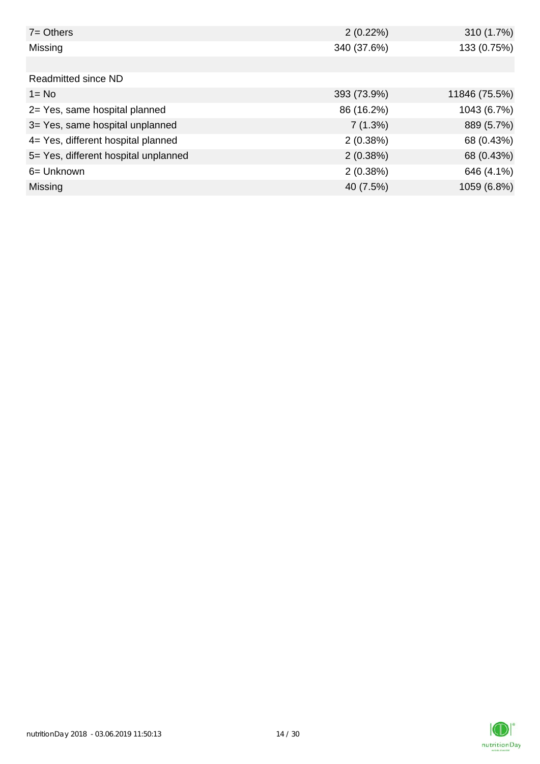| | | |
|---|---|---|
| 7= Others | 2 (0.22%) | 310 (1.7%) |
| Missing | 340 (37.6%) | 133 (0.75%) |
| | | |
| Readmitted since ND | | |
| 1= No | 393 (73.9%) | 11846 (75.5%) |
| 2= Yes, same hospital planned | 86 (16.2%) | 1043 (6.7%) |
| 3= Yes, same hospital unplanned | 7 (1.3%) | 889 (5.7%) |
| 4= Yes, different hospital planned | 2 (0.38%) | 68 (0.43%) |
| 5= Yes, different hospital unplanned | 2 (0.38%) | 68 (0.43%) |
| 6= Unknown | 2 (0.38%) | 646 (4.1%) |
| Missing | 40 (7.5%) | 1059 (6.8%) |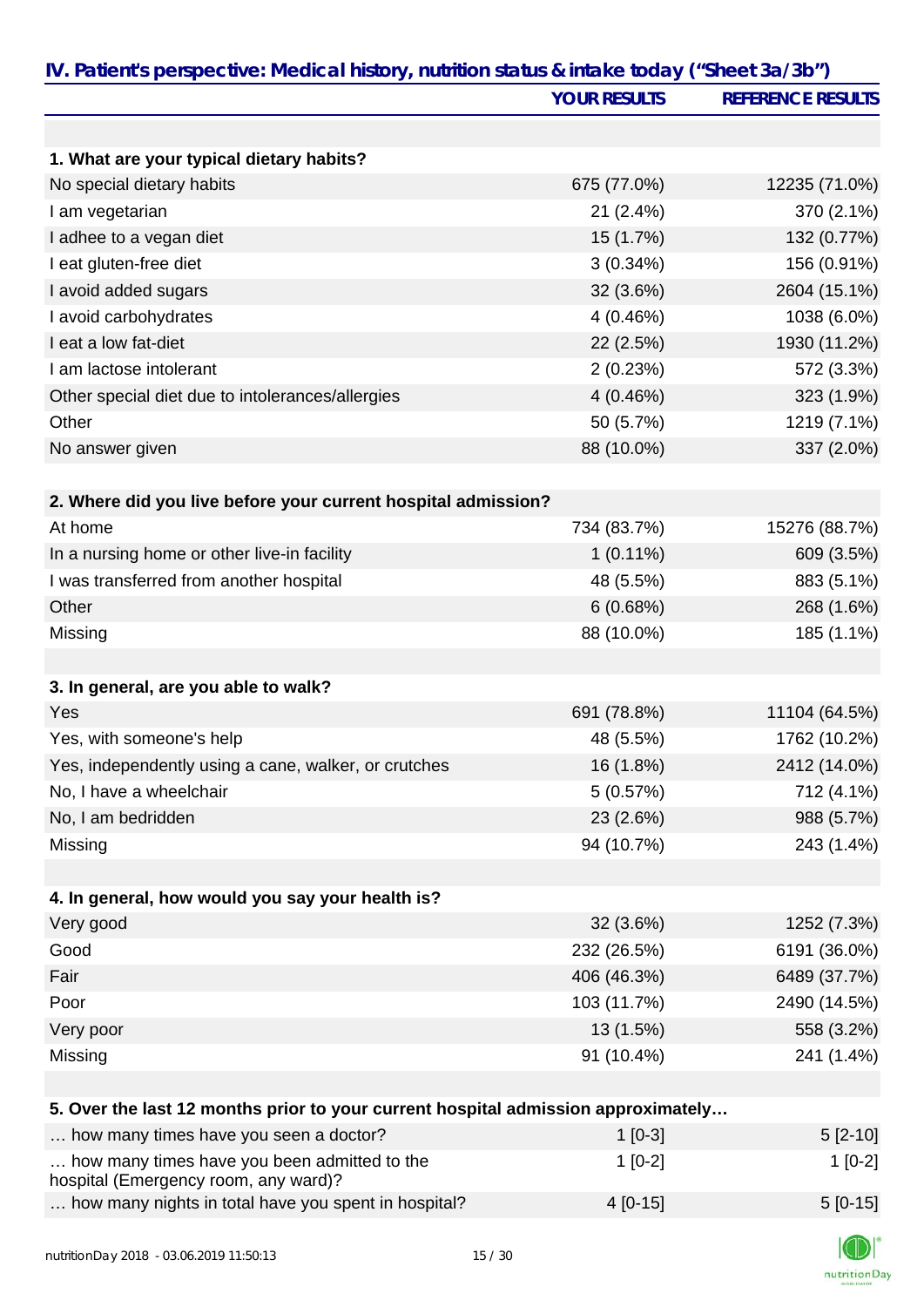## IV. Patient's perspective: Medical history, nutrition status & intake today ("Sheet 3a/3b")

| | YOUR RESULTS | REFERENCE RESULTS |
|---|---|---|
| **1. What are your typical dietary habits?** | | |
| No special dietary habits | 675 (77.0%) | 12235 (71.0%) |
| I am vegetarian | 21 (2.4%) | 370 (2.1%) |
| I adhee to a vegan diet | 15 (1.7%) | 132 (0.77%) |
| I eat gluten-free diet | 3 (0.34%) | 156 (0.91%) |
| I avoid added sugars | 32 (3.6%) | 2604 (15.1%) |
| I avoid carbohydrates | 4 (0.46%) | 1038 (6.0%) |
| I eat a low fat-diet | 22 (2.5%) | 1930 (11.2%) |
| I am lactose intolerant | 2 (0.23%) | 572 (3.3%) |
| Other special diet due to intolerances/allergies | 4 (0.46%) | 323 (1.9%) |
| Other | 50 (5.7%) | 1219 (7.1%) |
| No answer given | 88 (10.0%) | 337 (2.0%) |
| **2. Where did you live before your current hospital admission?** | | |
| At home | 734 (83.7%) | 15276 (88.7%) |
| In a nursing home or other live-in facility | 1 (0.11%) | 609 (3.5%) |
| I was transferred from another hospital | 48 (5.5%) | 883 (5.1%) |
| Other | 6 (0.68%) | 268 (1.6%) |
| Missing | 88 (10.0%) | 185 (1.1%) |
| **3. In general, are you able to walk?** | | |
| Yes | 691 (78.8%) | 11104 (64.5%) |
| Yes, with someone's help | 48 (5.5%) | 1762 (10.2%) |
| Yes, independently using a cane, walker, or crutches | 16 (1.8%) | 2412 (14.0%) |
| No, I have a wheelchair | 5 (0.57%) | 712 (4.1%) |
| No, I am bedridden | 23 (2.6%) | 988 (5.7%) |
| Missing | 94 (10.7%) | 243 (1.4%) |
| **4. In general, how would you say your health is?** | | |
| Very good | 32 (3.6%) | 1252 (7.3%) |
| Good | 232 (26.5%) | 6191 (36.0%) |
| Fair | 406 (46.3%) | 6489 (37.7%) |
| Poor | 103 (11.7%) | 2490 (14.5%) |
| Very poor | 13 (1.5%) | 558 (3.2%) |
| Missing | 91 (10.4%) | 241 (1.4%) |
| **5. Over the last 12 months prior to your current hospital admission approximately…** | | |
| … how many times have you seen a doctor? | 1 [0-3] | 5 [2-10] |
| … how many times have you been admitted to the hospital (Emergency room, any ward)? | 1 [0-2] | 1 [0-2] |
| … how many nights in total have you spent in hospital? | 4 [0-15] | 5 [0-15] |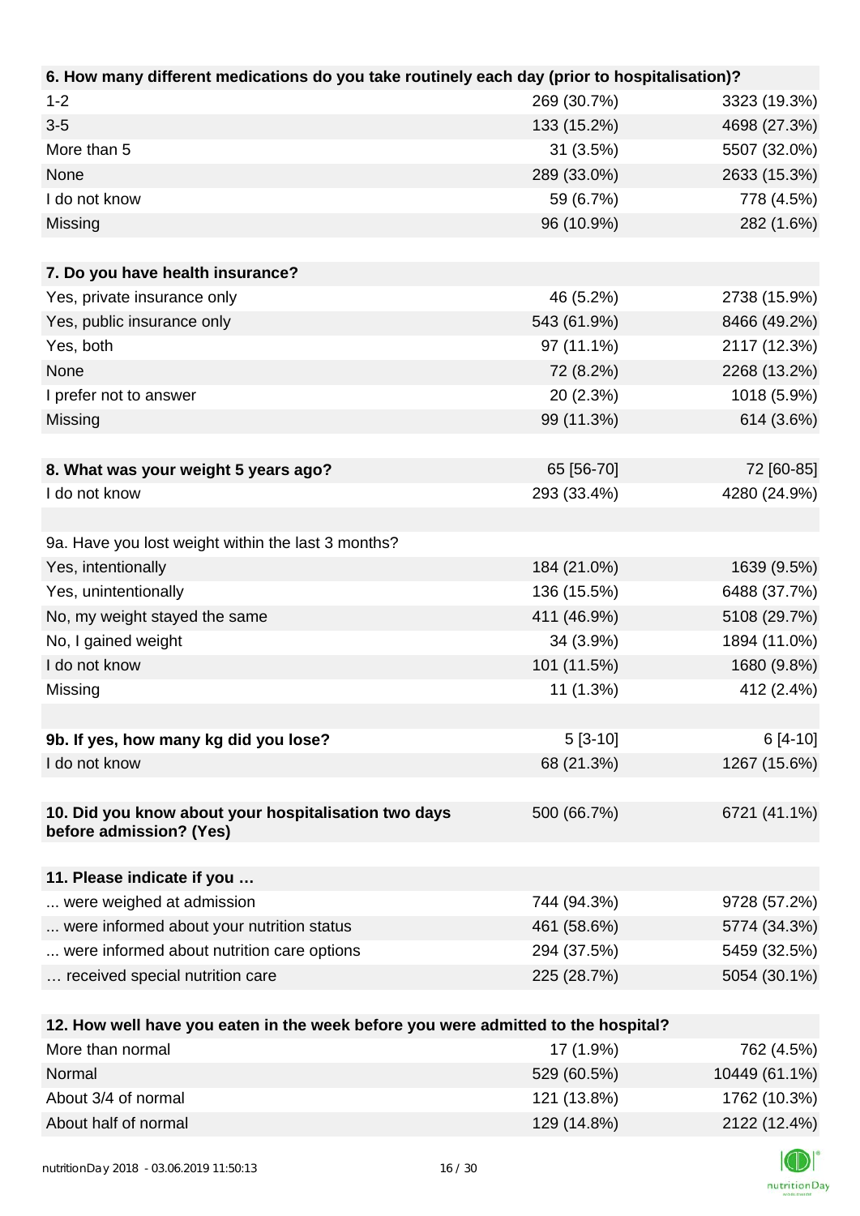| **6. How many different medications do you take routinely each day (prior to hospitalisation)?** | | |
|---|---|---|
| 1-2 | 269 (30.7%) | 3323 (19.3%) |
| 3-5 | 133 (15.2%) | 4698 (27.3%) |
| More than 5 | 31 (3.5%) | 5507 (32.0%) |
| None | 289 (33.0%) | 2633 (15.3%) |
| I do not know | 59 (6.7%) | 778 (4.5%) |
| Missing | 96 (10.9%) | 282 (1.6%) |

| **7. Do you have health insurance?** | | |
|---|---|---|
| Yes, private insurance only | 46 (5.2%) | 2738 (15.9%) |
| Yes, public insurance only | 543 (61.9%) | 8466 (49.2%) |
| Yes, both | 97 (11.1%) | 2117 (12.3%) |
| None | 72 (8.2%) | 2268 (13.2%) |
| I prefer not to answer | 20 (2.3%) | 1018 (5.9%) |
| Missing | 99 (11.3%) | 614 (3.6%) |

| **8. What was your weight 5 years ago?** | 65 [56-70] | 72 [60-85] |
|---|---|---|
| I do not know | 293 (33.4%) | 4280 (24.9%) |

| 9a. Have you lost weight within the last 3 months? | | |
|---|---|---|
| Yes, intentionally | 184 (21.0%) | 1639 (9.5%) |
| Yes, unintentionally | 136 (15.5%) | 6488 (37.7%) |
| No, my weight stayed the same | 411 (46.9%) | 5108 (29.7%) |
| No, I gained weight | 34 (3.9%) | 1894 (11.0%) |
| I do not know | 101 (11.5%) | 1680 (9.8%) |
| Missing | 11 (1.3%) | 412 (2.4%) |

| **9b. If yes, how many kg did you lose?** | 5 [3-10] | 6 [4-10] |
|---|---|---|
| I do not know | 68 (21.3%) | 1267 (15.6%) |

| **10. Did you know about your hospitalisation two days before admission? (Yes)** | 500 (66.7%) | 6721 (41.1%) |
|---|---|---|

| **11. Please indicate if you …** | | |
|---|---|---|
| ... were weighed at admission | 744 (94.3%) | 9728 (57.2%) |
| ... were informed about your nutrition status | 461 (58.6%) | 5774 (34.3%) |
| ... were informed about nutrition care options | 294 (37.5%) | 5459 (32.5%) |
| … received special nutrition care | 225 (28.7%) | 5054 (30.1%) |

| **12. How well have you eaten in the week before you were admitted to the hospital?** | | |
|---|---|---|
| More than normal | 17 (1.9%) | 762 (4.5%) |
| Normal | 529 (60.5%) | 10449 (61.1%) |
| About 3/4 of normal | 121 (13.8%) | 1762 (10.3%) |
| About half of normal | 129 (14.8%) | 2122 (12.4%) |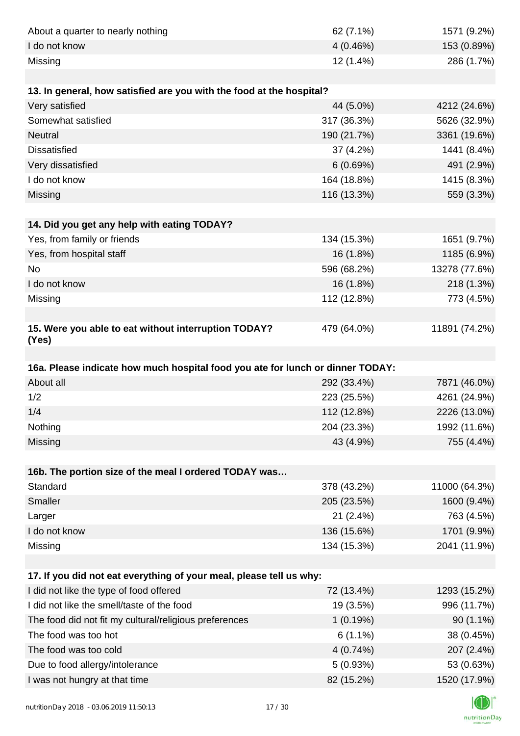| | | |
|---|---|---|
| About a quarter to nearly nothing | 62 (7.1%) | 1571 (9.2%) |
| I do not know | 4 (0.46%) | 153 (0.89%) |
| Missing | 12 (1.4%) | 286 (1.7%) |

| 13. In general, how satisfied are you with the food at the hospital? | | |
|---|---|---|
| Very satisfied | 44 (5.0%) | 4212 (24.6%) |
| Somewhat satisfied | 317 (36.3%) | 5626 (32.9%) |
| Neutral | 190 (21.7%) | 3361 (19.6%) |
| Dissatisfied | 37 (4.2%) | 1441 (8.4%) |
| Very dissatisfied | 6 (0.69%) | 491 (2.9%) |
| I do not know | 164 (18.8%) | 1415 (8.3%) |
| Missing | 116 (13.3%) | 559 (3.3%) |

| 14. Did you get any help with eating TODAY? | | |
|---|---|---|
| Yes, from family or friends | 134 (15.3%) | 1651 (9.7%) |
| Yes, from hospital staff | 16 (1.8%) | 1185 (6.9%) |
| No | 596 (68.2%) | 13278 (77.6%) |
| I do not know | 16 (1.8%) | 218 (1.3%) |
| Missing | 112 (12.8%) | 773 (4.5%) |

| 15. Were you able to eat without interruption TODAY? (Yes) | 479 (64.0%) | 11891 (74.2%) |
|---|---|---|

| 16a. Please indicate how much hospital food you ate for lunch or dinner TODAY: | | |
|---|---|---|
| About all | 292 (33.4%) | 7871 (46.0%) |
| 1/2 | 223 (25.5%) | 4261 (24.9%) |
| 1/4 | 112 (12.8%) | 2226 (13.0%) |
| Nothing | 204 (23.3%) | 1992 (11.6%) |
| Missing | 43 (4.9%) | 755 (4.4%) |

| 16b. The portion size of the meal I ordered TODAY was… | | |
|---|---|---|
| Standard | 378 (43.2%) | 11000 (64.3%) |
| Smaller | 205 (23.5%) | 1600 (9.4%) |
| Larger | 21 (2.4%) | 763 (4.5%) |
| I do not know | 136 (15.6%) | 1701 (9.9%) |
| Missing | 134 (15.3%) | 2041 (11.9%) |

| 17. If you did not eat everything of your meal, please tell us why: | | |
|---|---|---|
| I did not like the type of food offered | 72 (13.4%) | 1293 (15.2%) |
| I did not like the smell/taste of the food | 19 (3.5%) | 996 (11.7%) |
| The food did not fit my cultural/religious preferences | 1 (0.19%) | 90 (1.1%) |
| The food was too hot | 6 (1.1%) | 38 (0.45%) |
| The food was too cold | 4 (0.74%) | 207 (2.4%) |
| Due to food allergy/intolerance | 5 (0.93%) | 53 (0.63%) |
| I was not hungry at that time | 82 (15.2%) | 1520 (17.9%) |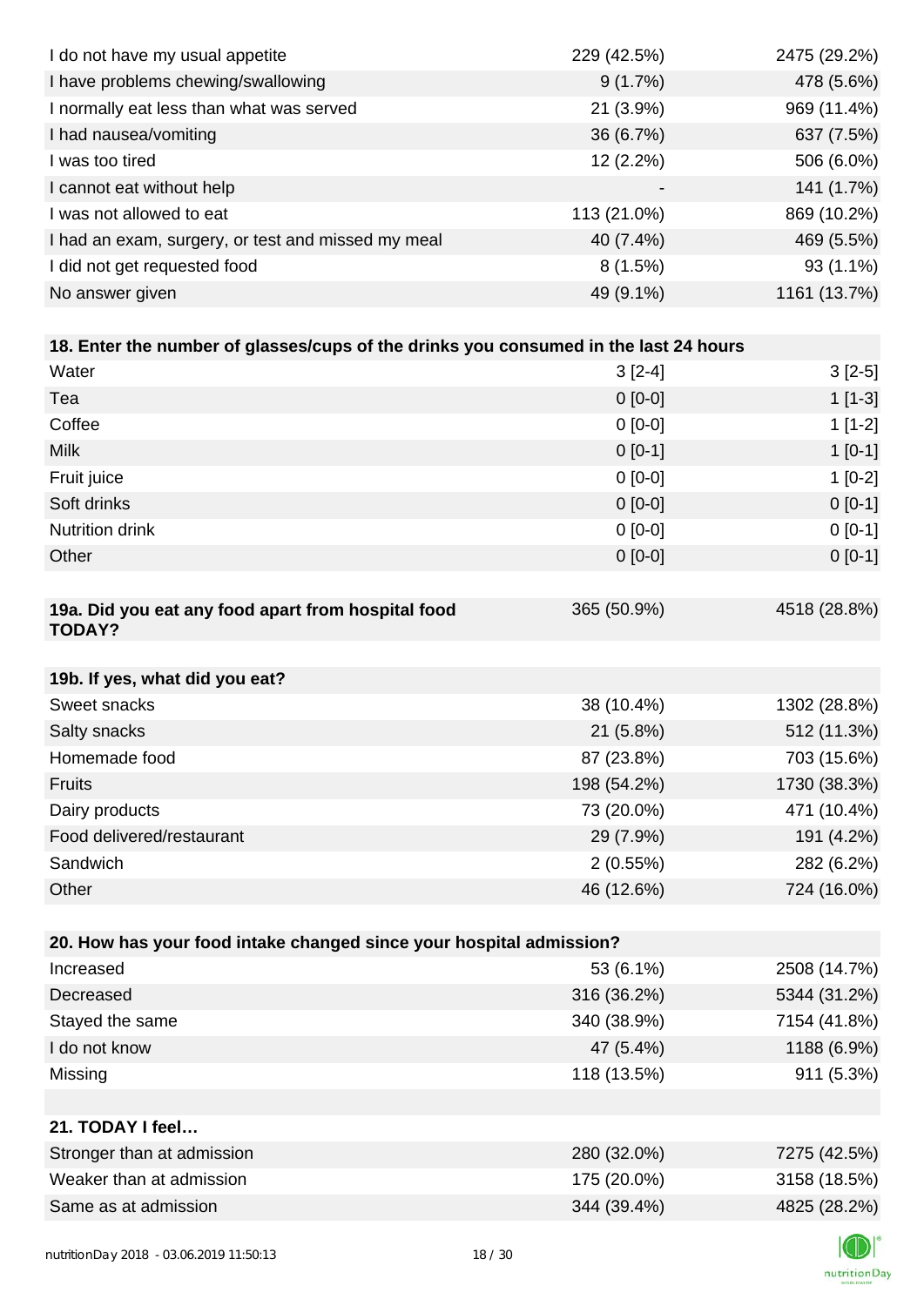| | | |
|---|---|---|
| I do not have my usual appetite | 229 (42.5%) | 2475 (29.2%) |
| I have problems chewing/swallowing | 9 (1.7%) | 478 (5.6%) |
| I normally eat less than what was served | 21 (3.9%) | 969 (11.4%) |
| I had nausea/vomiting | 36 (6.7%) | 637 (7.5%) |
| I was too tired | 12 (2.2%) | 506 (6.0%) |
| I cannot eat without help | - | 141 (1.7%) |
| I was not allowed to eat | 113 (21.0%) | 869 (10.2%) |
| I had an exam, surgery, or test and missed my meal | 40 (7.4%) | 469 (5.5%) |
| I did not get requested food | 8 (1.5%) | 93 (1.1%) |
| No answer given | 49 (9.1%) | 1161 (13.7%) |

| **18. Enter the number of glasses/cups of the drinks you consumed in the last 24 hours** | | |
|---|---|---|
| Water | 3 [2-4] | 3 [2-5] |
| Tea | 0 [0-0] | 1 [1-3] |
| Coffee | 0 [0-0] | 1 [1-2] |
| Milk | 0 [0-1] | 1 [0-1] |
| Fruit juice | 0 [0-0] | 1 [0-2] |
| Soft drinks | 0 [0-0] | 0 [0-1] |
| Nutrition drink | 0 [0-0] | 0 [0-1] |
| Other | 0 [0-0] | 0 [0-1] |

| **19a. Did you eat any food apart from hospital food TODAY?** | 365 (50.9%) | 4518 (28.8%) |
|---|---|---|

| **19b. If yes, what did you eat?** | | |
|---|---|---|
| Sweet snacks | 38 (10.4%) | 1302 (28.8%) |
| Salty snacks | 21 (5.8%) | 512 (11.3%) |
| Homemade food | 87 (23.8%) | 703 (15.6%) |
| Fruits | 198 (54.2%) | 1730 (38.3%) |
| Dairy products | 73 (20.0%) | 471 (10.4%) |
| Food delivered/restaurant | 29 (7.9%) | 191 (4.2%) |
| Sandwich | 2 (0.55%) | 282 (6.2%) |
| Other | 46 (12.6%) | 724 (16.0%) |

| **20. How has your food intake changed since your hospital admission?** | | |
|---|---|---|
| Increased | 53 (6.1%) | 2508 (14.7%) |
| Decreased | 316 (36.2%) | 5344 (31.2%) |
| Stayed the same | 340 (38.9%) | 7154 (41.8%) |
| I do not know | 47 (5.4%) | 1188 (6.9%) |
| Missing | 118 (13.5%) | 911 (5.3%) |

| **21. TODAY I feel…** | | |
|---|---|---|
| Stronger than at admission | 280 (32.0%) | 7275 (42.5%) |
| Weaker than at admission | 175 (20.0%) | 3158 (18.5%) |
| Same as at admission | 344 (39.4%) | 4825 (28.2%) |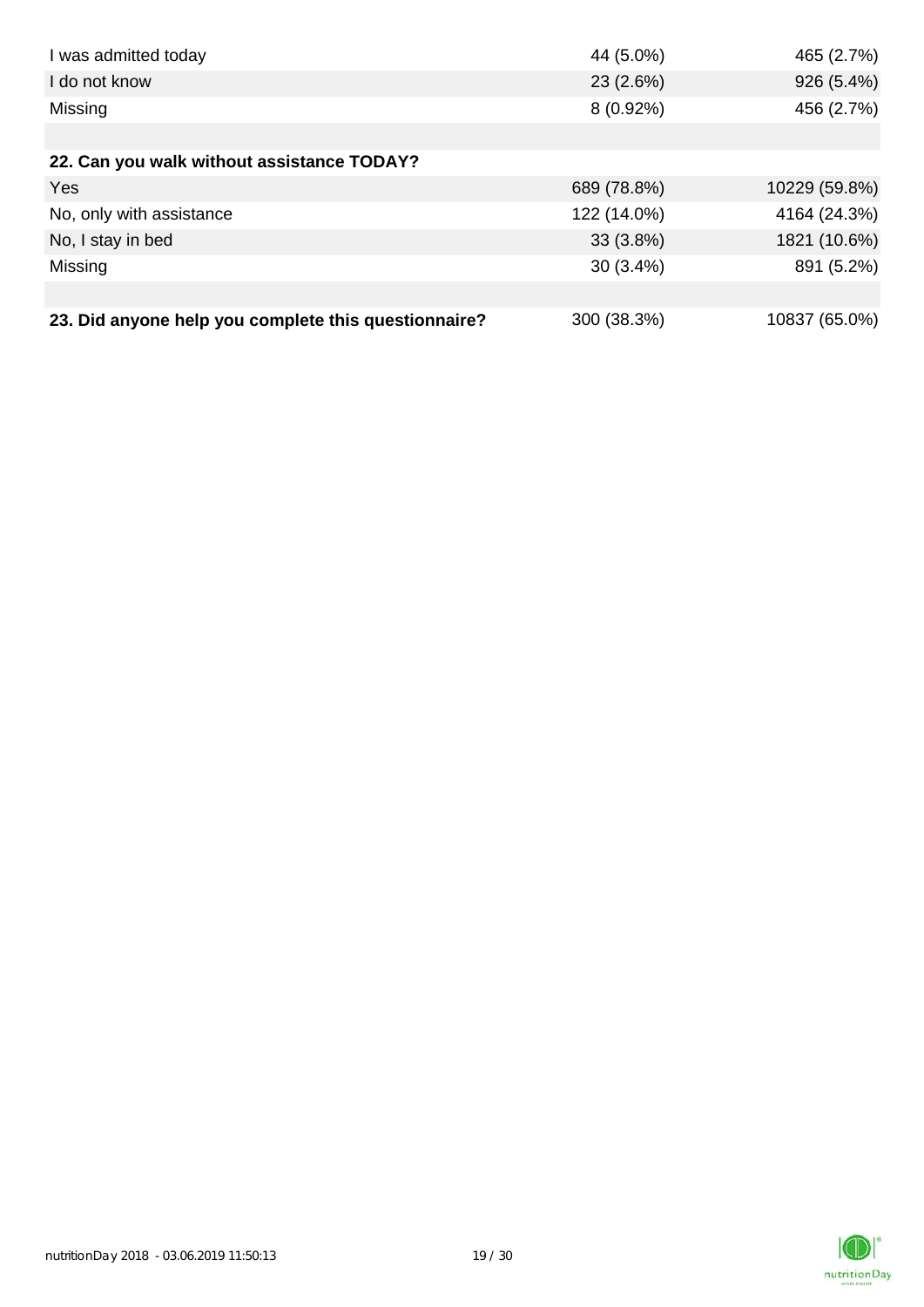| | | |
|---|---|---|
| I was admitted today | 44 (5.0%) | 465 (2.7%) |
| I do not know | 23 (2.6%) | 926 (5.4%) |
| Missing | 8 (0.92%) | 456 (2.7%) |
| | | |
| **22. Can you walk without assistance TODAY?** | | |
| Yes | 689 (78.8%) | 10229 (59.8%) |
| No, only with assistance | 122 (14.0%) | 4164 (24.3%) |
| No, I stay in bed | 33 (3.8%) | 1821 (10.6%) |
| Missing | 30 (3.4%) | 891 (5.2%) |
| | | |
| **23. Did anyone help you complete this questionnaire?** | 300 (38.3%) | 10837 (65.0%) |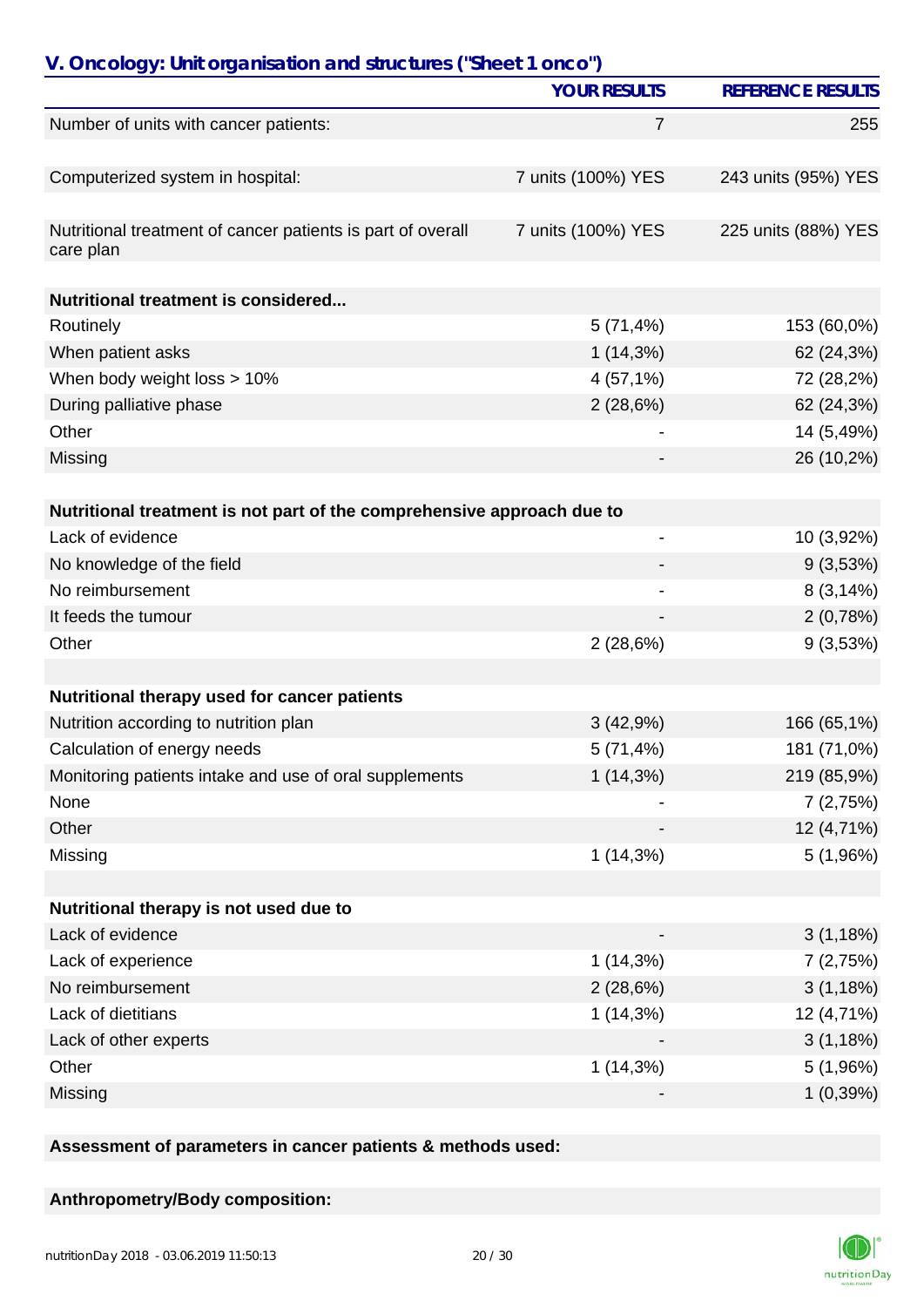## V. Oncology: Unit organisation and structures ("Sheet 1 onco")

| | YOUR RESULTS | REFERENCE RESULTS |
|---|---|---|
| Number of units with cancer patients: | 7 | 255 |
| | | |
| Computerized system in hospital: | 7 units (100%) YES | 243 units (95%) YES |
| | | |
| Nutritional treatment of cancer patients is part of overall care plan | 7 units (100%) YES | 225 units (88%) YES |
| | | |
| **Nutritional treatment is considered...** | | |
| Routinely | 5 (71,4%) | 153 (60,0%) |
| When patient asks | 1 (14,3%) | 62 (24,3%) |
| When body weight loss > 10% | 4 (57,1%) | 72 (28,2%) |
| During palliative phase | 2 (28,6%) | 62 (24,3%) |
| Other | - | 14 (5,49%) |
| Missing | - | 26 (10,2%) |
| | | |
| **Nutritional treatment is not part of the comprehensive approach due to** | | |
| Lack of evidence | - | 10 (3,92%) |
| No knowledge of the field | - | 9 (3,53%) |
| No reimbursement | - | 8 (3,14%) |
| It feeds the tumour | - | 2 (0,78%) |
| Other | 2 (28,6%) | 9 (3,53%) |
| | | |
| **Nutritional therapy used for cancer patients** | | |
| Nutrition according to nutrition plan | 3 (42,9%) | 166 (65,1%) |
| Calculation of energy needs | 5 (71,4%) | 181 (71,0%) |
| Monitoring patients intake and use of oral supplements | 1 (14,3%) | 219 (85,9%) |
| None | - | 7 (2,75%) |
| Other | - | 12 (4,71%) |
| Missing | 1 (14,3%) | 5 (1,96%) |
| | | |
| **Nutritional therapy is not used due to** | | |
| Lack of evidence | - | 3 (1,18%) |
| Lack of experience | 1 (14,3%) | 7 (2,75%) |
| No reimbursement | 2 (28,6%) | 3 (1,18%) |
| Lack of dietitians | 1 (14,3%) | 12 (4,71%) |
| Lack of other experts | - | 3 (1,18%) |
| Other | 1 (14,3%) | 5 (1,96%) |
| Missing | - | 1 (0,39%) |

**Assessment of parameters in cancer patients & methods used:**

**Anthropometry/Body composition:**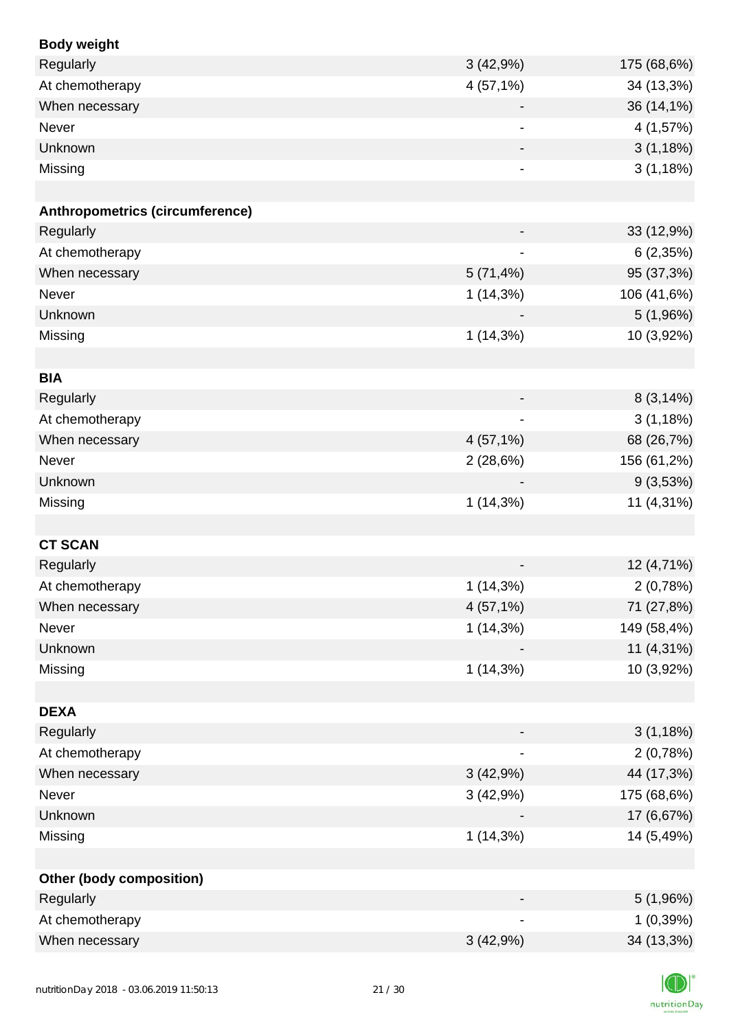| | | |
|---|---|---|
| **Body weight** | | |
| Regularly | 3 (42,9%) | 175 (68,6%) |
| At chemotherapy | 4 (57,1%) | 34 (13,3%) |
| When necessary | - | 36 (14,1%) |
| Never | - | 4 (1,57%) |
| Unknown | - | 3 (1,18%) |
| Missing | - | 3 (1,18%) |
| | | |
| **Anthropometrics (circumference)** | | |
| Regularly | - | 33 (12,9%) |
| At chemotherapy | - | 6 (2,35%) |
| When necessary | 5 (71,4%) | 95 (37,3%) |
| Never | 1 (14,3%) | 106 (41,6%) |
| Unknown | - | 5 (1,96%) |
| Missing | 1 (14,3%) | 10 (3,92%) |
| | | |
| **BIA** | | |
| Regularly | - | 8 (3,14%) |
| At chemotherapy | - | 3 (1,18%) |
| When necessary | 4 (57,1%) | 68 (26,7%) |
| Never | 2 (28,6%) | 156 (61,2%) |
| Unknown | - | 9 (3,53%) |
| Missing | 1 (14,3%) | 11 (4,31%) |
| | | |
| **CT SCAN** | | |
| Regularly | - | 12 (4,71%) |
| At chemotherapy | 1 (14,3%) | 2 (0,78%) |
| When necessary | 4 (57,1%) | 71 (27,8%) |
| Never | 1 (14,3%) | 149 (58,4%) |
| Unknown | - | 11 (4,31%) |
| Missing | 1 (14,3%) | 10 (3,92%) |
| | | |
| **DEXA** | | |
| Regularly | - | 3 (1,18%) |
| At chemotherapy | - | 2 (0,78%) |
| When necessary | 3 (42,9%) | 44 (17,3%) |
| Never | 3 (42,9%) | 175 (68,6%) |
| Unknown | - | 17 (6,67%) |
| Missing | 1 (14,3%) | 14 (5,49%) |
| | | |
| **Other (body composition)** | | |
| Regularly | - | 5 (1,96%) |
| At chemotherapy | - | 1 (0,39%) |
| When necessary | 3 (42,9%) | 34 (13,3%) |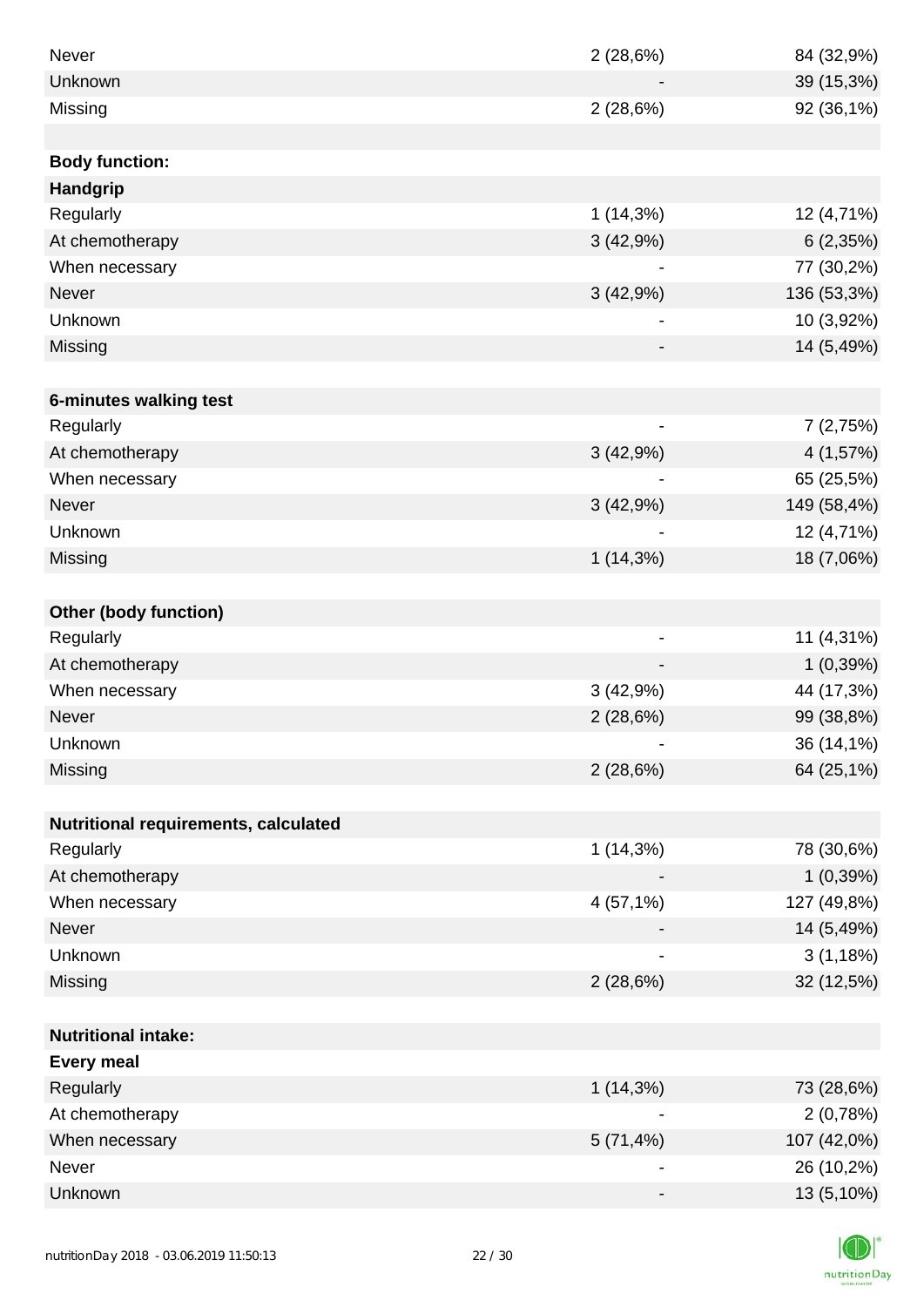| | | |
|---|---|---|
| Never | 2 (28,6%) | 84 (32,9%) |
| Unknown | - | 39 (15,3%) |
| Missing | 2 (28,6%) | 92 (36,1%) |
| | | |
| **Body function:** | | |
| **Handgrip** | | |
| Regularly | 1 (14,3%) | 12 (4,71%) |
| At chemotherapy | 3 (42,9%) | 6 (2,35%) |
| When necessary | - | 77 (30,2%) |
| Never | 3 (42,9%) | 136 (53,3%) |
| Unknown | - | 10 (3,92%) |
| Missing | - | 14 (5,49%) |
| | | |
| **6-minutes walking test** | | |
| Regularly | - | 7 (2,75%) |
| At chemotherapy | 3 (42,9%) | 4 (1,57%) |
| When necessary | - | 65 (25,5%) |
| Never | 3 (42,9%) | 149 (58,4%) |
| Unknown | - | 12 (4,71%) |
| Missing | 1 (14,3%) | 18 (7,06%) |
| | | |
| **Other (body function)** | | |
| Regularly | - | 11 (4,31%) |
| At chemotherapy | - | 1 (0,39%) |
| When necessary | 3 (42,9%) | 44 (17,3%) |
| Never | 2 (28,6%) | 99 (38,8%) |
| Unknown | - | 36 (14,1%) |
| Missing | 2 (28,6%) | 64 (25,1%) |
| | | |
| **Nutritional requirements, calculated** | | |
| Regularly | 1 (14,3%) | 78 (30,6%) |
| At chemotherapy | - | 1 (0,39%) |
| When necessary | 4 (57,1%) | 127 (49,8%) |
| Never | - | 14 (5,49%) |
| Unknown | - | 3 (1,18%) |
| Missing | 2 (28,6%) | 32 (12,5%) |
| | | |
| **Nutritional intake:** | | |
| **Every meal** | | |
| Regularly | 1 (14,3%) | 73 (28,6%) |
| At chemotherapy | - | 2 (0,78%) |
| When necessary | 5 (71,4%) | 107 (42,0%) |
| Never | - | 26 (10,2%) |
| Unknown | - | 13 (5,10%) |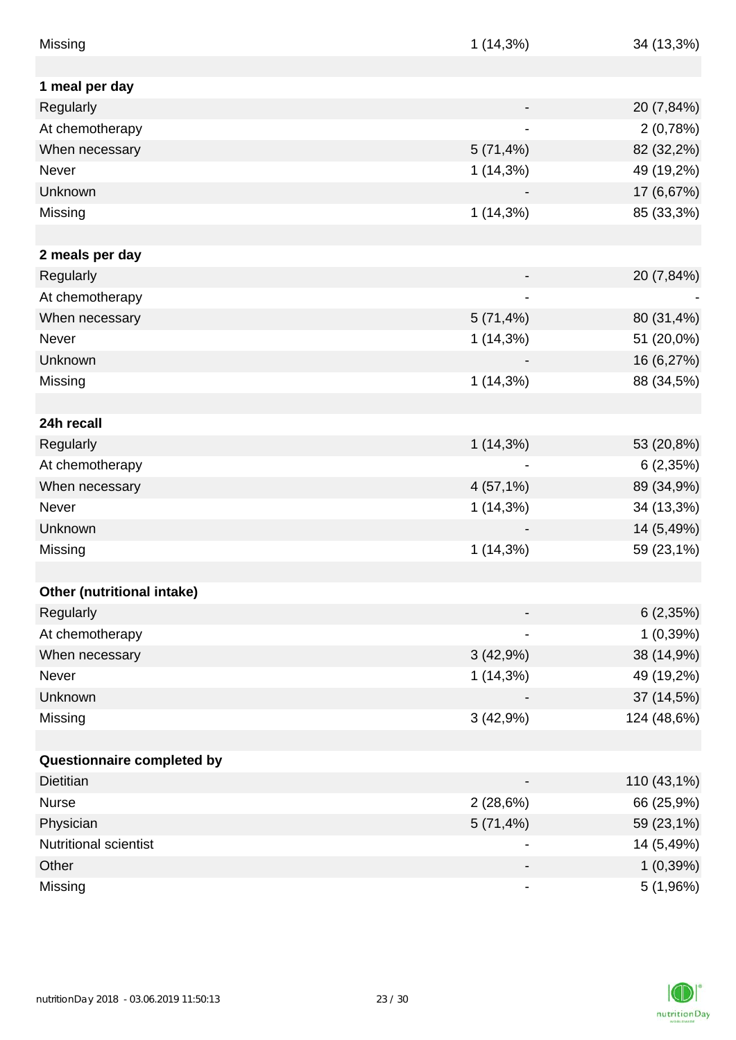| | | |
|---|---|---|
| Missing | 1 (14,3%) | 34 (13,3%) |
| | | |
| **1 meal per day** | | |
| Regularly | - | 20 (7,84%) |
| At chemotherapy | - | 2 (0,78%) |
| When necessary | 5 (71,4%) | 82 (32,2%) |
| Never | 1 (14,3%) | 49 (19,2%) |
| Unknown | - | 17 (6,67%) |
| Missing | 1 (14,3%) | 85 (33,3%) |
| | | |
| **2 meals per day** | | |
| Regularly | - | 20 (7,84%) |
| At chemotherapy | - | - |
| When necessary | 5 (71,4%) | 80 (31,4%) |
| Never | 1 (14,3%) | 51 (20,0%) |
| Unknown | - | 16 (6,27%) |
| Missing | 1 (14,3%) | 88 (34,5%) |
| | | |
| **24h recall** | | |
| Regularly | 1 (14,3%) | 53 (20,8%) |
| At chemotherapy | - | 6 (2,35%) |
| When necessary | 4 (57,1%) | 89 (34,9%) |
| Never | 1 (14,3%) | 34 (13,3%) |
| Unknown | - | 14 (5,49%) |
| Missing | 1 (14,3%) | 59 (23,1%) |
| | | |
| **Other (nutritional intake)** | | |
| Regularly | - | 6 (2,35%) |
| At chemotherapy | - | 1 (0,39%) |
| When necessary | 3 (42,9%) | 38 (14,9%) |
| Never | 1 (14,3%) | 49 (19,2%) |
| Unknown | - | 37 (14,5%) |
| Missing | 3 (42,9%) | 124 (48,6%) |
| | | |
| **Questionnaire completed by** | | |
| Dietitian | - | 110 (43,1%) |
| Nurse | 2 (28,6%) | 66 (25,9%) |
| Physician | 5 (71,4%) | 59 (23,1%) |
| Nutritional scientist | - | 14 (5,49%) |
| Other | - | 1 (0,39%) |
| Missing | - | 5 (1,96%) |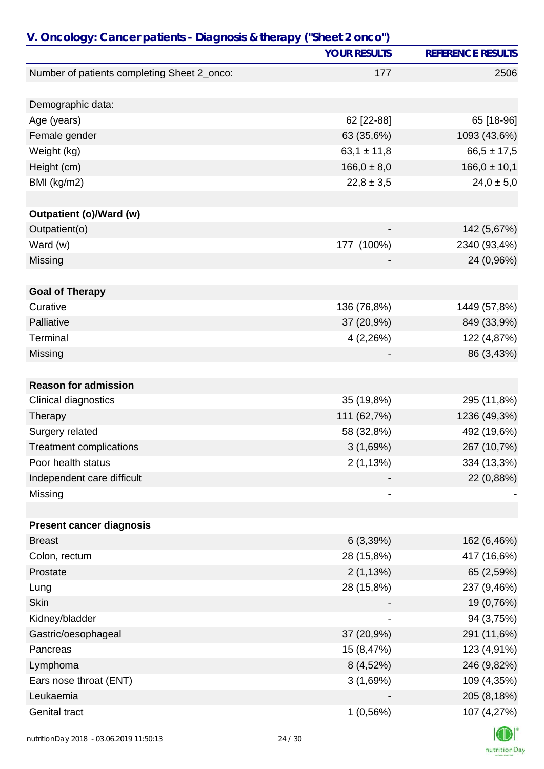## V. Oncology: Cancer patients - Diagnosis & therapy ("Sheet 2 onco")

| | YOUR RESULTS | REFERENCE RESULTS |
|---|---|---|
| Number of patients completing Sheet 2_onco: | 177 | 2506 |
| | | |
| Demographic data: | | |
| Age (years) | 62 [22-88] | 65 [18-96] |
| Female gender | 63 (35,6%) | 1093 (43,6%) |
| Weight (kg) | 63,1 ± 11,8 | 66,5 ± 17,5 |
| Height (cm) | 166,0 ± 8,0 | 166,0 ± 10,1 |
| BMI (kg/m2) | 22,8 ± 3,5 | 24,0 ± 5,0 |
| | | |
| **Outpatient (o)/Ward (w)** | | |
| Outpatient(o) | - | 142 (5,67%) |
| Ward (w) | 177 (100%) | 2340 (93,4%) |
| Missing | - | 24 (0,96%) |
| | | |
| **Goal of Therapy** | | |
| Curative | 136 (76,8%) | 1449 (57,8%) |
| Palliative | 37 (20,9%) | 849 (33,9%) |
| Terminal | 4 (2,26%) | 122 (4,87%) |
| Missing | - | 86 (3,43%) |
| | | |
| **Reason for admission** | | |
| Clinical diagnostics | 35 (19,8%) | 295 (11,8%) |
| Therapy | 111 (62,7%) | 1236 (49,3%) |
| Surgery related | 58 (32,8%) | 492 (19,6%) |
| Treatment complications | 3 (1,69%) | 267 (10,7%) |
| Poor health status | 2 (1,13%) | 334 (13,3%) |
| Independent care difficult | - | 22 (0,88%) |
| Missing | - | - |
| | | |
| **Present cancer diagnosis** | | |
| Breast | 6 (3,39%) | 162 (6,46%) |
| Colon, rectum | 28 (15,8%) | 417 (16,6%) |
| Prostate | 2 (1,13%) | 65 (2,59%) |
| Lung | 28 (15,8%) | 237 (9,46%) |
| Skin | - | 19 (0,76%) |
| Kidney/bladder | - | 94 (3,75%) |
| Gastric/oesophageal | 37 (20,9%) | 291 (11,6%) |
| Pancreas | 15 (8,47%) | 123 (4,91%) |
| Lymphoma | 8 (4,52%) | 246 (9,82%) |
| Ears nose throat (ENT) | 3 (1,69%) | 109 (4,35%) |
| Leukaemia | - | 205 (8,18%) |
| Genital tract | 1 (0,56%) | 107 (4,27%) |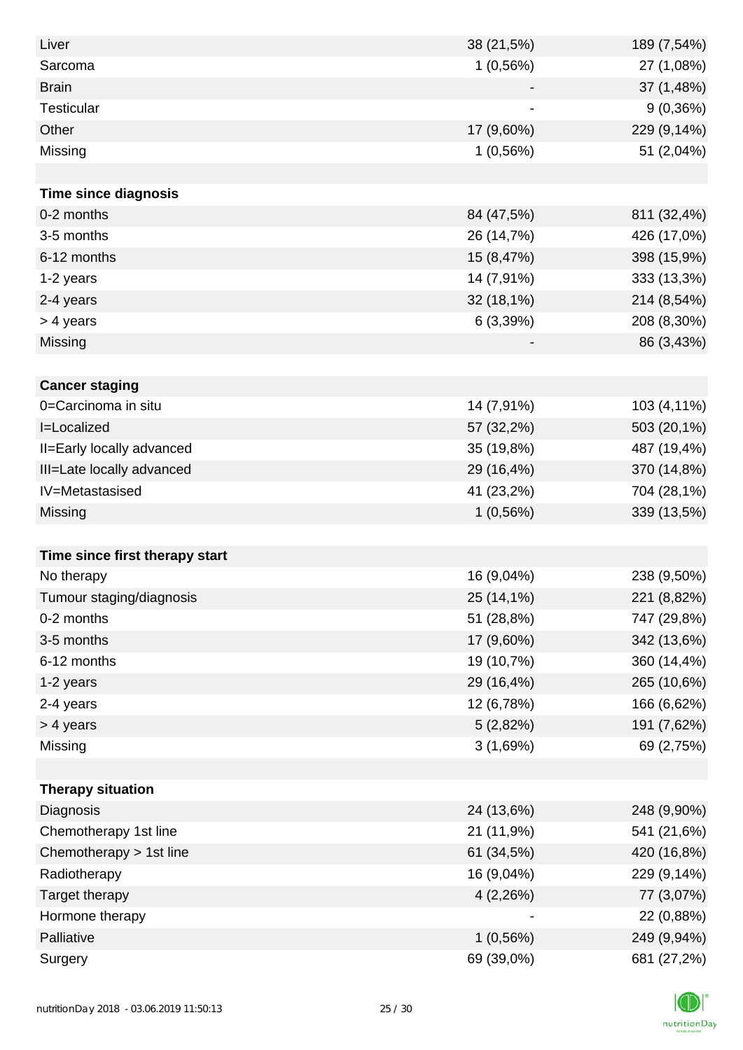| | | |
|---|---|---|
| Liver | 38 (21,5%) | 189 (7,54%) |
| Sarcoma | 1 (0,56%) | 27 (1,08%) |
| Brain | - | 37 (1,48%) |
| Testicular | - | 9 (0,36%) |
| Other | 17 (9,60%) | 229 (9,14%) |
| Missing | 1 (0,56%) | 51 (2,04%) |
| | | |
| **Time since diagnosis** | | |
| 0-2 months | 84 (47,5%) | 811 (32,4%) |
| 3-5 months | 26 (14,7%) | 426 (17,0%) |
| 6-12 months | 15 (8,47%) | 398 (15,9%) |
| 1-2 years | 14 (7,91%) | 333 (13,3%) |
| 2-4 years | 32 (18,1%) | 214 (8,54%) |
| > 4 years | 6 (3,39%) | 208 (8,30%) |
| Missing | - | 86 (3,43%) |
| | | |
| **Cancer staging** | | |
| 0=Carcinoma in situ | 14 (7,91%) | 103 (4,11%) |
| I=Localized | 57 (32,2%) | 503 (20,1%) |
| II=Early locally advanced | 35 (19,8%) | 487 (19,4%) |
| III=Late locally advanced | 29 (16,4%) | 370 (14,8%) |
| IV=Metastasised | 41 (23,2%) | 704 (28,1%) |
| Missing | 1 (0,56%) | 339 (13,5%) |
| | | |
| **Time since first therapy start** | | |
| No therapy | 16 (9,04%) | 238 (9,50%) |
| Tumour staging/diagnosis | 25 (14,1%) | 221 (8,82%) |
| 0-2 months | 51 (28,8%) | 747 (29,8%) |
| 3-5 months | 17 (9,60%) | 342 (13,6%) |
| 6-12 months | 19 (10,7%) | 360 (14,4%) |
| 1-2 years | 29 (16,4%) | 265 (10,6%) |
| 2-4 years | 12 (6,78%) | 166 (6,62%) |
| > 4 years | 5 (2,82%) | 191 (7,62%) |
| Missing | 3 (1,69%) | 69 (2,75%) |
| | | |
| **Therapy situation** | | |
| Diagnosis | 24 (13,6%) | 248 (9,90%) |
| Chemotherapy 1st line | 21 (11,9%) | 541 (21,6%) |
| Chemotherapy > 1st line | 61 (34,5%) | 420 (16,8%) |
| Radiotherapy | 16 (9,04%) | 229 (9,14%) |
| Target therapy | 4 (2,26%) | 77 (3,07%) |
| Hormone therapy | - | 22 (0,88%) |
| Palliative | 1 (0,56%) | 249 (9,94%) |
| Surgery | 69 (39,0%) | 681 (27,2%) |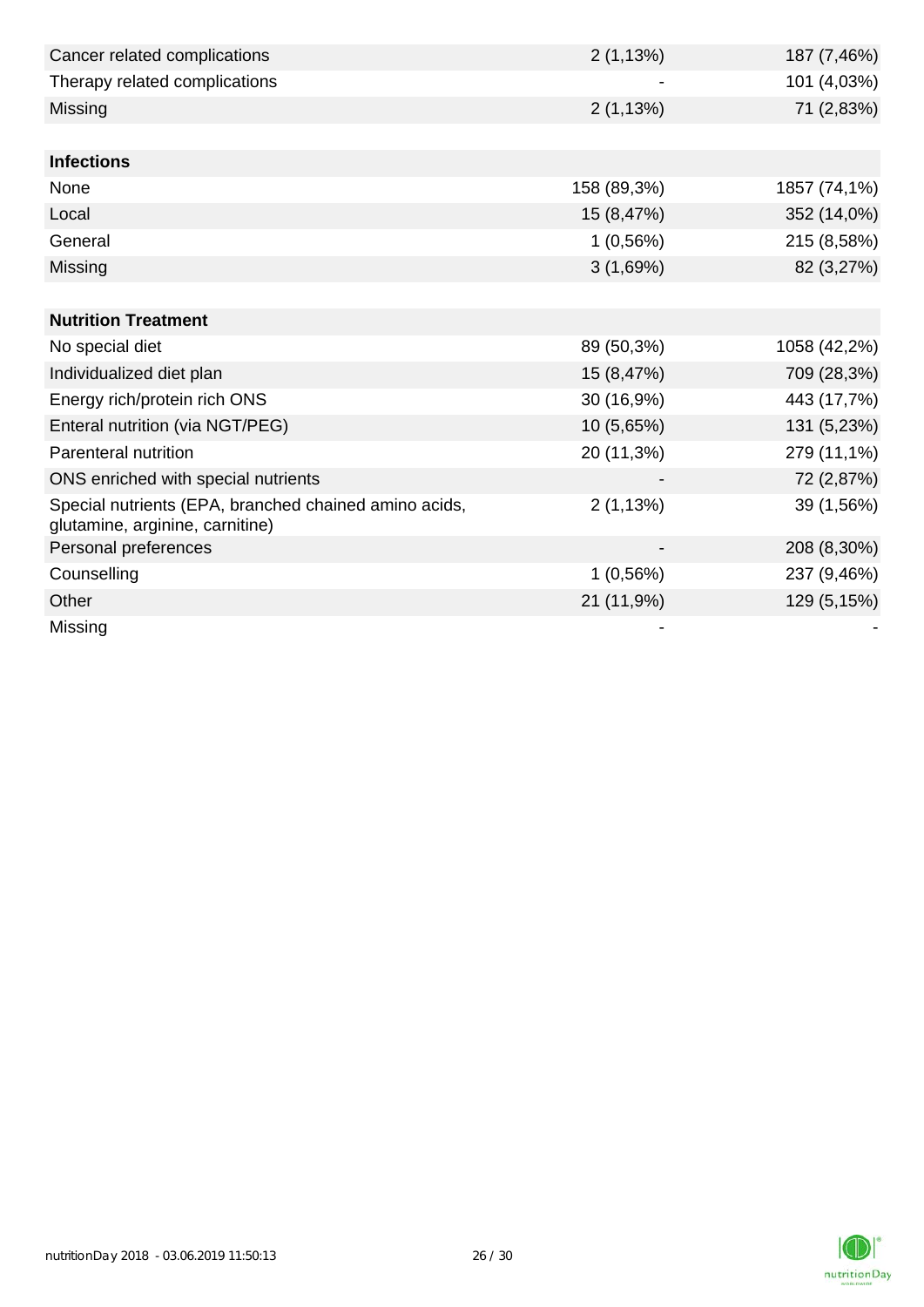| | | |
|---|---|---|
| Cancer related complications | 2 (1,13%) | 187 (7,46%) |
| Therapy related complications | - | 101 (4,03%) |
| Missing | 2 (1,13%) | 71 (2,83%) |
| | | |
| **Infections** | | |
| None | 158 (89,3%) | 1857 (74,1%) |
| Local | 15 (8,47%) | 352 (14,0%) |
| General | 1 (0,56%) | 215 (8,58%) |
| Missing | 3 (1,69%) | 82 (3,27%) |
| | | |
| **Nutrition Treatment** | | |
| No special diet | 89 (50,3%) | 1058 (42,2%) |
| Individualized diet plan | 15 (8,47%) | 709 (28,3%) |
| Energy rich/protein rich ONS | 30 (16,9%) | 443 (17,7%) |
| Enteral nutrition (via NGT/PEG) | 10 (5,65%) | 131 (5,23%) |
| Parenteral nutrition | 20 (11,3%) | 279 (11,1%) |
| ONS enriched with special nutrients | - | 72 (2,87%) |
| Special nutrients (EPA, branched chained amino acids, glutamine, arginine, carnitine) | 2 (1,13%) | 39 (1,56%) |
| Personal preferences | - | 208 (8,30%) |
| Counselling | 1 (0,56%) | 237 (9,46%) |
| Other | 21 (11,9%) | 129 (5,15%) |
| Missing | - | - |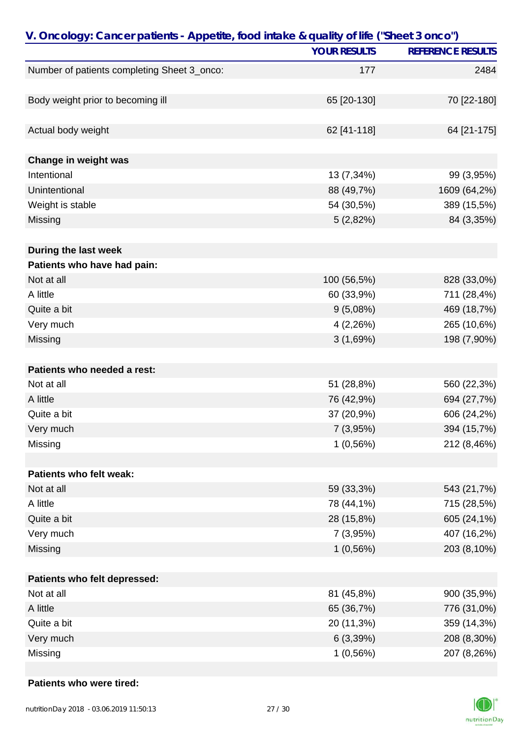## V. Oncology: Cancer patients - Appetite, food intake & quality of life ("Sheet 3 onco")

| | YOUR RESULTS | REFERENCE RESULTS |
|---|---|---|
| Number of patients completing Sheet 3_onco: | 177 | 2484 |
| | | |
| Body weight prior to becoming ill | 65 [20-130] | 70 [22-180] |
| | | |
| Actual body weight | 62 [41-118] | 64 [21-175] |
| | | |
| **Change in weight was** | | |
| Intentional | 13 (7,34%) | 99 (3,95%) |
| Unintentional | 88 (49,7%) | 1609 (64,2%) |
| Weight is stable | 54 (30,5%) | 389 (15,5%) |
| Missing | 5 (2,82%) | 84 (3,35%) |
| | | |
| **During the last week** | | |
| **Patients who have had pain:** | | |
| Not at all | 100 (56,5%) | 828 (33,0%) |
| A little | 60 (33,9%) | 711 (28,4%) |
| Quite a bit | 9 (5,08%) | 469 (18,7%) |
| Very much | 4 (2,26%) | 265 (10,6%) |
| Missing | 3 (1,69%) | 198 (7,90%) |
| | | |
| **Patients who needed a rest:** | | |
| Not at all | 51 (28,8%) | 560 (22,3%) |
| A little | 76 (42,9%) | 694 (27,7%) |
| Quite a bit | 37 (20,9%) | 606 (24,2%) |
| Very much | 7 (3,95%) | 394 (15,7%) |
| Missing | 1 (0,56%) | 212 (8,46%) |
| | | |
| **Patients who felt weak:** | | |
| Not at all | 59 (33,3%) | 543 (21,7%) |
| A little | 78 (44,1%) | 715 (28,5%) |
| Quite a bit | 28 (15,8%) | 605 (24,1%) |
| Very much | 7 (3,95%) | 407 (16,2%) |
| Missing | 1 (0,56%) | 203 (8,10%) |
| | | |
| **Patients who felt depressed:** | | |
| Not at all | 81 (45,8%) | 900 (35,9%) |
| A little | 65 (36,7%) | 776 (31,0%) |
| Quite a bit | 20 (11,3%) | 359 (14,3%) |
| Very much | 6 (3,39%) | 208 (8,30%) |
| Missing | 1 (0,56%) | 207 (8,26%) |
| | | |
| **Patients who were tired:** | | |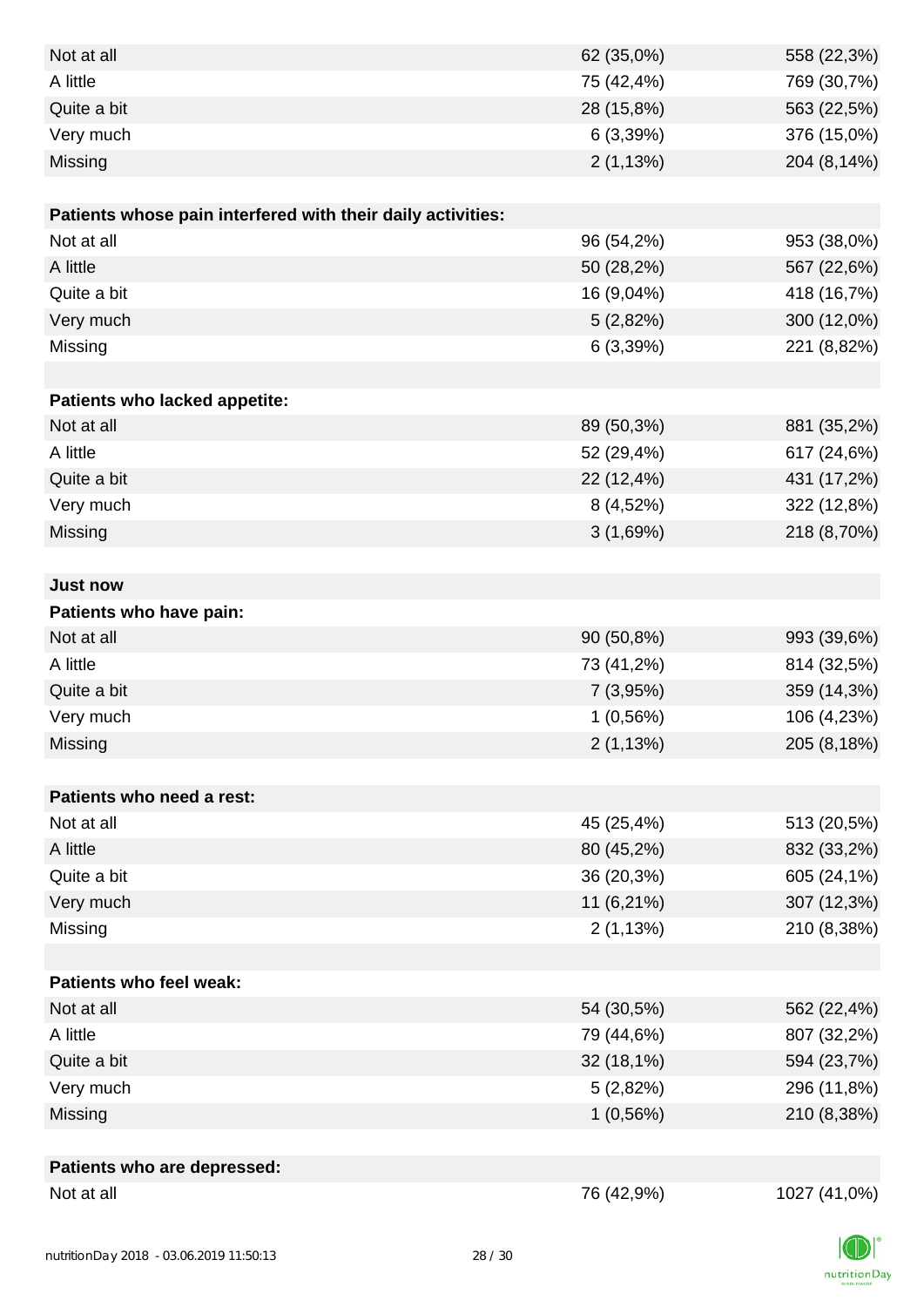| | | |
|---|---|---|
| Not at all | 62 (35,0%) | 558 (22,3%) |
| A little | 75 (42,4%) | 769 (30,7%) |
| Quite a bit | 28 (15,8%) | 563 (22,5%) |
| Very much | 6 (3,39%) | 376 (15,0%) |
| Missing | 2 (1,13%) | 204 (8,14%) |
| | | |
| **Patients whose pain interfered with their daily activities:** | | |
| Not at all | 96 (54,2%) | 953 (38,0%) |
| A little | 50 (28,2%) | 567 (22,6%) |
| Quite a bit | 16 (9,04%) | 418 (16,7%) |
| Very much | 5 (2,82%) | 300 (12,0%) |
| Missing | 6 (3,39%) | 221 (8,82%) |
| | | |
| **Patients who lacked appetite:** | | |
| Not at all | 89 (50,3%) | 881 (35,2%) |
| A little | 52 (29,4%) | 617 (24,6%) |
| Quite a bit | 22 (12,4%) | 431 (17,2%) |
| Very much | 8 (4,52%) | 322 (12,8%) |
| Missing | 3 (1,69%) | 218 (8,70%) |
| | | |
| **Just now** | | |
| **Patients who have pain:** | | |
| Not at all | 90 (50,8%) | 993 (39,6%) |
| A little | 73 (41,2%) | 814 (32,5%) |
| Quite a bit | 7 (3,95%) | 359 (14,3%) |
| Very much | 1 (0,56%) | 106 (4,23%) |
| Missing | 2 (1,13%) | 205 (8,18%) |
| | | |
| **Patients who need a rest:** | | |
| Not at all | 45 (25,4%) | 513 (20,5%) |
| A little | 80 (45,2%) | 832 (33,2%) |
| Quite a bit | 36 (20,3%) | 605 (24,1%) |
| Very much | 11 (6,21%) | 307 (12,3%) |
| Missing | 2 (1,13%) | 210 (8,38%) |
| | | |
| **Patients who feel weak:** | | |
| Not at all | 54 (30,5%) | 562 (22,4%) |
| A little | 79 (44,6%) | 807 (32,2%) |
| Quite a bit | 32 (18,1%) | 594 (23,7%) |
| Very much | 5 (2,82%) | 296 (11,8%) |
| Missing | 1 (0,56%) | 210 (8,38%) |
| | | |
| **Patients who are depressed:** | | |
| Not at all | 76 (42,9%) | 1027 (41,0%) |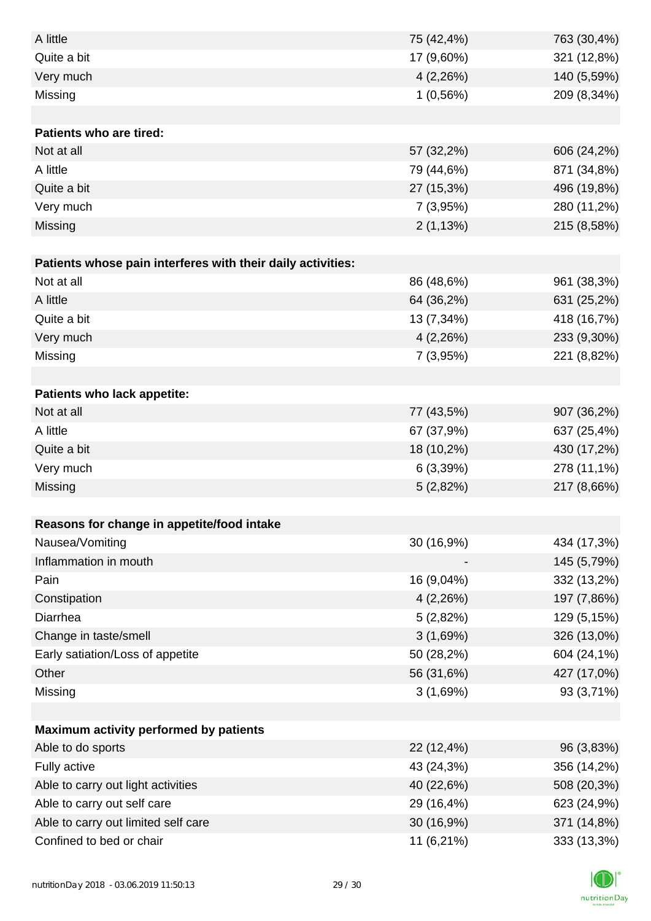| | | |
|---|---|---|
| A little | 75 (42,4%) | 763 (30,4%) |
| Quite a bit | 17 (9,60%) | 321 (12,8%) |
| Very much | 4 (2,26%) | 140 (5,59%) |
| Missing | 1 (0,56%) | 209 (8,34%) |
| | | |
| **Patients who are tired:** | | |
| Not at all | 57 (32,2%) | 606 (24,2%) |
| A little | 79 (44,6%) | 871 (34,8%) |
| Quite a bit | 27 (15,3%) | 496 (19,8%) |
| Very much | 7 (3,95%) | 280 (11,2%) |
| Missing | 2 (1,13%) | 215 (8,58%) |
| | | |
| **Patients whose pain interferes with their daily activities:** | | |
| Not at all | 86 (48,6%) | 961 (38,3%) |
| A little | 64 (36,2%) | 631 (25,2%) |
| Quite a bit | 13 (7,34%) | 418 (16,7%) |
| Very much | 4 (2,26%) | 233 (9,30%) |
| Missing | 7 (3,95%) | 221 (8,82%) |
| | | |
| **Patients who lack appetite:** | | |
| Not at all | 77 (43,5%) | 907 (36,2%) |
| A little | 67 (37,9%) | 637 (25,4%) |
| Quite a bit | 18 (10,2%) | 430 (17,2%) |
| Very much | 6 (3,39%) | 278 (11,1%) |
| Missing | 5 (2,82%) | 217 (8,66%) |
| | | |
| **Reasons for change in appetite/food intake** | | |
| Nausea/Vomiting | 30 (16,9%) | 434 (17,3%) |
| Inflammation in mouth | - | 145 (5,79%) |
| Pain | 16 (9,04%) | 332 (13,2%) |
| Constipation | 4 (2,26%) | 197 (7,86%) |
| Diarrhea | 5 (2,82%) | 129 (5,15%) |
| Change in taste/smell | 3 (1,69%) | 326 (13,0%) |
| Early satiation/Loss of appetite | 50 (28,2%) | 604 (24,1%) |
| Other | 56 (31,6%) | 427 (17,0%) |
| Missing | 3 (1,69%) | 93 (3,71%) |
| | | |
| **Maximum activity performed by patients** | | |
| Able to do sports | 22 (12,4%) | 96 (3,83%) |
| Fully active | 43 (24,3%) | 356 (14,2%) |
| Able to carry out light activities | 40 (22,6%) | 508 (20,3%) |
| Able to carry out self care | 29 (16,4%) | 623 (24,9%) |
| Able to carry out limited self care | 30 (16,9%) | 371 (14,8%) |
| Confined to bed or chair | 11 (6,21%) | 333 (13,3%) |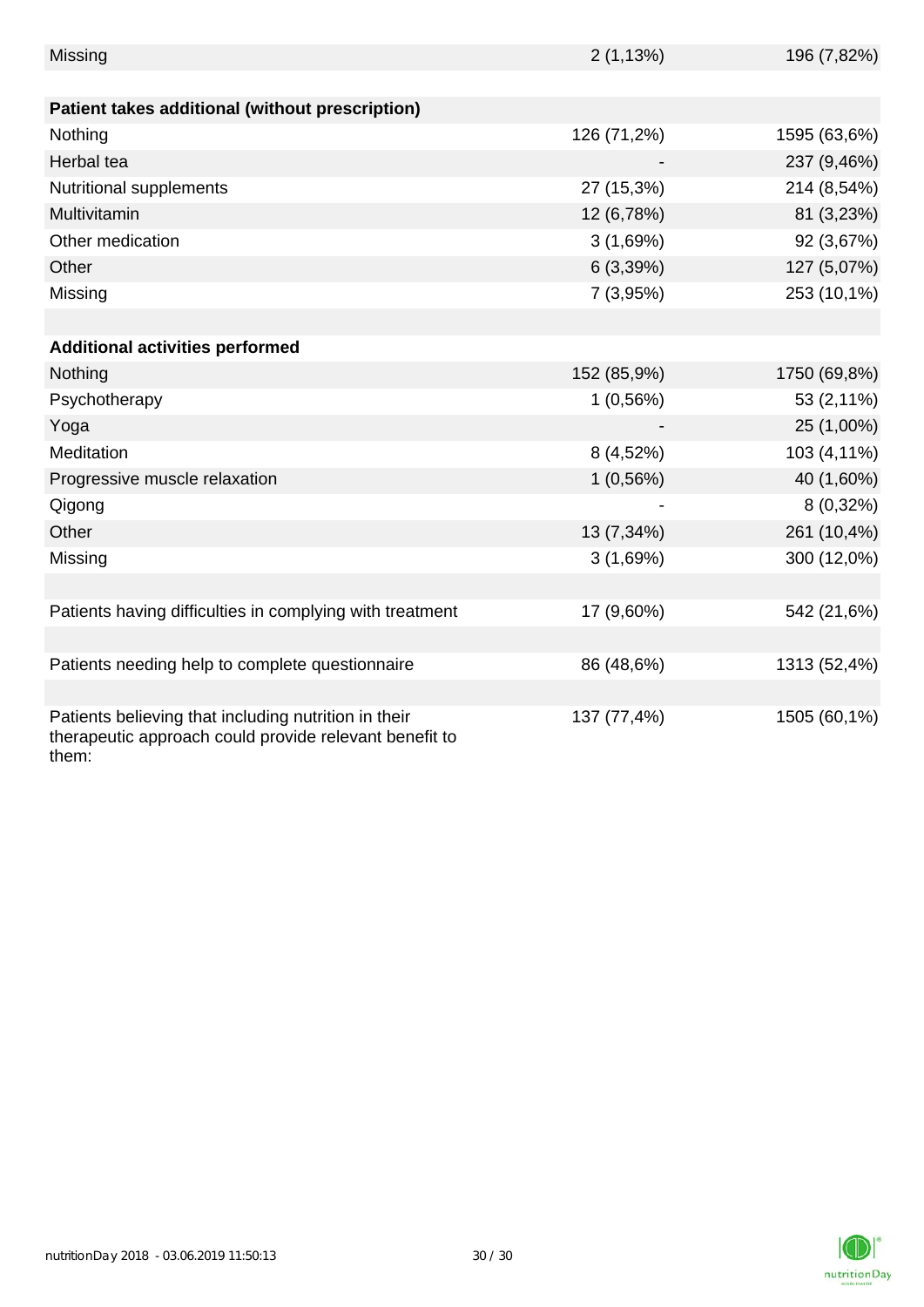| | | |
|---|---|---|
| Missing | 2 (1,13%) | 196 (7,82%) |
| | | |
| **Patient takes additional (without prescription)** | | |
| Nothing | 126 (71,2%) | 1595 (63,6%) |
| Herbal tea | - | 237 (9,46%) |
| Nutritional supplements | 27 (15,3%) | 214 (8,54%) |
| Multivitamin | 12 (6,78%) | 81 (3,23%) |
| Other medication | 3 (1,69%) | 92 (3,67%) |
| Other | 6 (3,39%) | 127 (5,07%) |
| Missing | 7 (3,95%) | 253 (10,1%) |
| | | |
| **Additional activities performed** | | |
| Nothing | 152 (85,9%) | 1750 (69,8%) |
| Psychotherapy | 1 (0,56%) | 53 (2,11%) |
| Yoga | - | 25 (1,00%) |
| Meditation | 8 (4,52%) | 103 (4,11%) |
| Progressive muscle relaxation | 1 (0,56%) | 40 (1,60%) |
| Qigong | - | 8 (0,32%) |
| Other | 13 (7,34%) | 261 (10,4%) |
| Missing | 3 (1,69%) | 300 (12,0%) |
| | | |
| Patients having difficulties in complying with treatment | 17 (9,60%) | 542 (21,6%) |
| | | |
| Patients needing help to complete questionnaire | 86 (48,6%) | 1313 (52,4%) |
| | | |
| Patients believing that including nutrition in their therapeutic approach could provide relevant benefit to them: | 137 (77,4%) | 1505 (60,1%) |